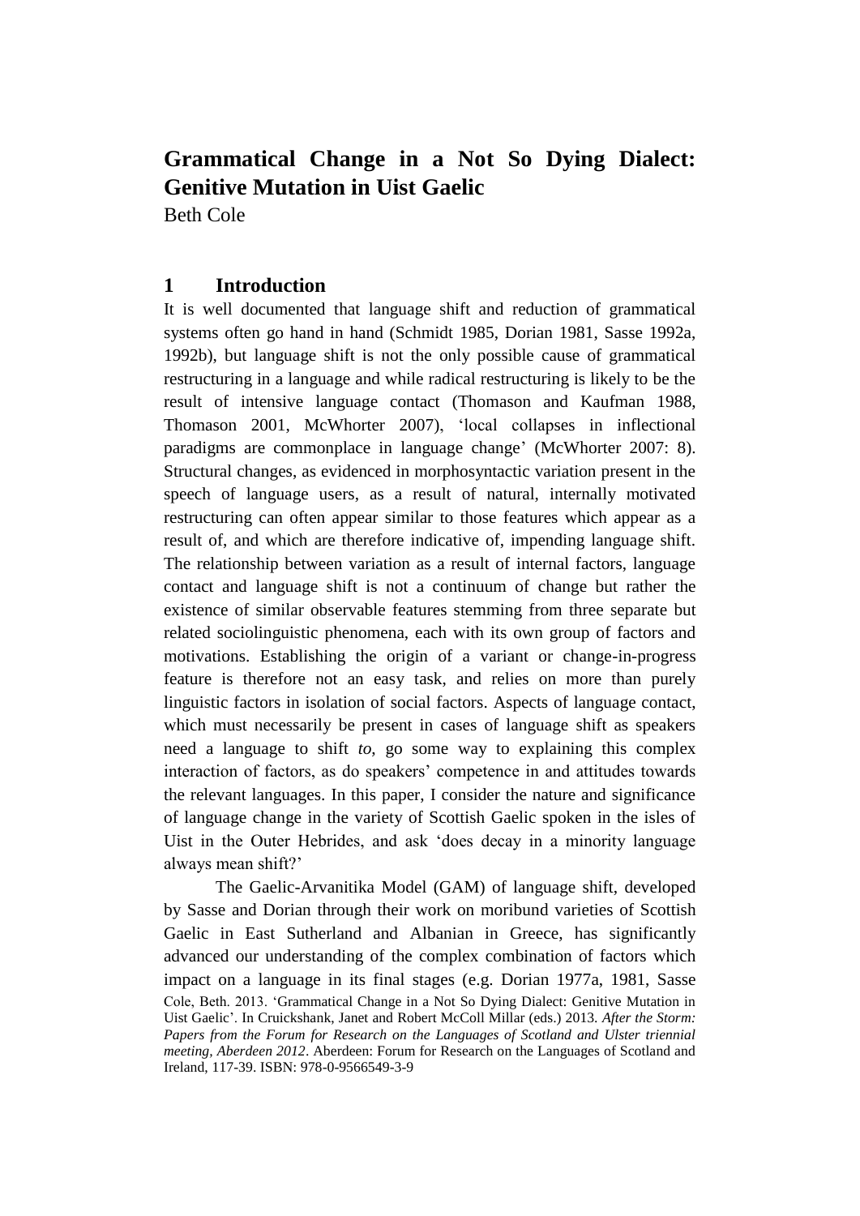# Grammatical Change in a Not So Dying Dialect: Genitive Mutation in Uist Gaelic

Beth Cole

## 1 Introduction

It is well documented that language shift and reduction of grammatical systems often go hand in hand (Schmidt 1985, Dorian 1981, Sasse 1992a, 1992b), but language shift is not the only possible cause of grammatical restructuring in a language and while radical restructuring is likely to be the result of intensive language contact (Thomason and Kaufman 1988, Thomason 2001, McWhorter 2007), 'local collapses in inflectional paradigms are commonplace in language change' (McWhorter 2007: 8). Structural changes, as evidenced in morphosyntactic variation present in the speech of language users, as a result of natural, internally motivated restructuring can often appear similar to those features which appear as a result of, and which are therefore indicative of, impending language shift. The relationship between variation as a result of internal factors, language contact and language shift is not a continuum of change but rather the existence of similar observable features stemming from three separate but related sociolinguistic phenomena, each with its own group of factors and motivations. Establishing the origin of a variant or change-in-progress feature is therefore not an easy task, and relies on more than purely linguistic factors in isolation of social factors. Aspects of language contact, which must necessarily be present in cases of language shift as speakers need a language to shift *to*, go some way to explaining this complex interaction of factors, as do speakers' competence in and attitudes towards the relevant languages. In this paper, I consider the nature and significance of language change in the variety of Scottish Gaelic spoken in the isles of Uist in the Outer Hebrides, and ask 'does decay in a minority language always mean shift?'

The Gaelic-Arvanitika Model (GAM) of language shift, developed by Sasse and Dorian through their work on moribund varieties of Scottish Gaelic in East Sutherland and Albanian in Greece, has significantly advanced our understanding of the complex combination of factors which impact on a language in its final stages (e.g. Dorian 1977a, 1981, Sasse

Cole, Beth. 2013. 'Grammatical Change in a Not So Dying Dialect: Genitive Mutation in Uist Gaelic'. In Cruickshank, Janet and Robert McColl Millar (eds.) 2013. *After the Storm: Papers from the Forum for Research on the Languages of Scotland and Ulster triennial meeting, Aberdeen 2012*. Aberdeen: Forum for Research on the Languages of Scotland and Ireland, 117-39. ISBN: 978-0-9566549-3-9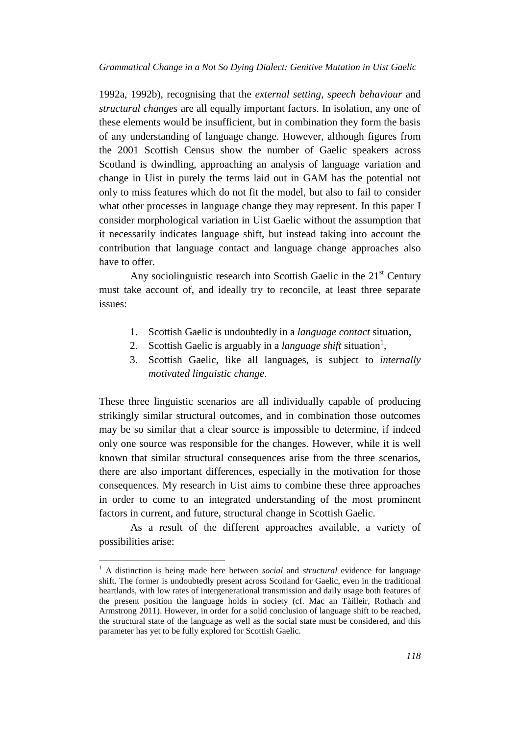1992a, 1992b), recognising that the *external setting*, *speech behaviour* and *structural changes* are all equally important factors. In isolation, any one of these elements would be insufficient, but in combination they form the basis of any understanding of language change. However, although figures from the 2001 Scottish Census show the number of Gaelic speakers across Scotland is dwindling, approaching an analysis of language variation and change in Uist in purely the terms laid out in GAM has the potential not only to miss features which do not fit the model, but also to fail to consider what other processes in language change they may represent. In this paper I consider morphological variation in Uist Gaelic without the assumption that it necessarily indicates language shift, but instead taking into account the contribution that language contact and language change approaches also have to offer.

Any sociolinguistic research into Scottish Gaelic in the 21st Century must take account of, and ideally try to reconcile, at least three separate issues:

1. Scottish Gaelic is undoubtedly in a *language contact* situation,
2. Scottish Gaelic is arguably in a *language shift* situation[1],
3. Scottish Gaelic, like all languages, is subject to *internally motivated linguistic change*.

These three linguistic scenarios are all individually capable of producing strikingly similar structural outcomes, and in combination those outcomes may be so similar that a clear source is impossible to determine, if indeed only one source was responsible for the changes. However, while it is well known that similar structural consequences arise from the three scenarios, there are also important differences, especially in the motivation for those consequences. My research in Uist aims to combine these three approaches in order to come to an integrated understanding of the most prominent factors in current, and future, structural change in Scottish Gaelic.

As a result of the different approaches available, a variety of possibilities arise:

[1] A distinction is being made here between *social* and *structural* evidence for language shift. The former is undoubtedly present across Scotland for Gaelic, even in the traditional heartlands, with low rates of intergenerational transmission and daily usage both features of the present position the language holds in society (cf. Mac an Tàilleir, Rothach and Armstrong 2011). However, in order for a solid conclusion of language shift to be reached, the structural state of the language as well as the social state must be considered, and this parameter has yet to be fully explored for Scottish Gaelic.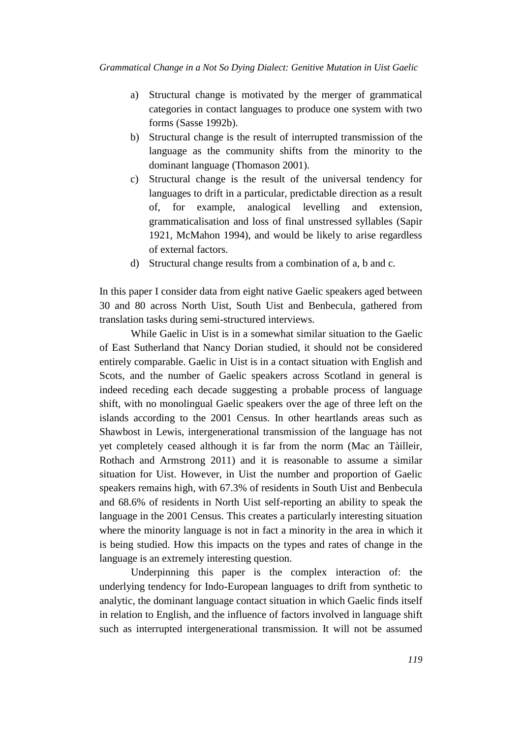a) Structural change is motivated by the merger of grammatical categories in contact languages to produce one system with two forms (Sasse 1992b).
b) Structural change is the result of interrupted transmission of the language as the community shifts from the minority to the dominant language (Thomason 2001).
c) Structural change is the result of the universal tendency for languages to drift in a particular, predictable direction as a result of, for example, analogical levelling and extension, grammaticalisation and loss of final unstressed syllables (Sapir 1921, McMahon 1994), and would be likely to arise regardless of external factors.
d) Structural change results from a combination of a, b and c.

In this paper I consider data from eight native Gaelic speakers aged between 30 and 80 across North Uist, South Uist and Benbecula, gathered from translation tasks during semi-structured interviews.

While Gaelic in Uist is in a somewhat similar situation to the Gaelic of East Sutherland that Nancy Dorian studied, it should not be considered entirely comparable. Gaelic in Uist is in a contact situation with English and Scots, and the number of Gaelic speakers across Scotland in general is indeed receding each decade suggesting a probable process of language shift, with no monolingual Gaelic speakers over the age of three left on the islands according to the 2001 Census. In other heartlands areas such as Shawbost in Lewis, intergenerational transmission of the language has not yet completely ceased although it is far from the norm (Mac an Tàilleir, Rothach and Armstrong 2011) and it is reasonable to assume a similar situation for Uist. However, in Uist the number and proportion of Gaelic speakers remains high, with 67.3% of residents in South Uist and Benbecula and 68.6% of residents in North Uist self-reporting an ability to speak the language in the 2001 Census. This creates a particularly interesting situation where the minority language is not in fact a minority in the area in which it is being studied. How this impacts on the types and rates of change in the language is an extremely interesting question.

Underpinning this paper is the complex interaction of: the underlying tendency for Indo-European languages to drift from synthetic to analytic, the dominant language contact situation in which Gaelic finds itself in relation to English, and the influence of factors involved in language shift such as interrupted intergenerational transmission. It will not be assumed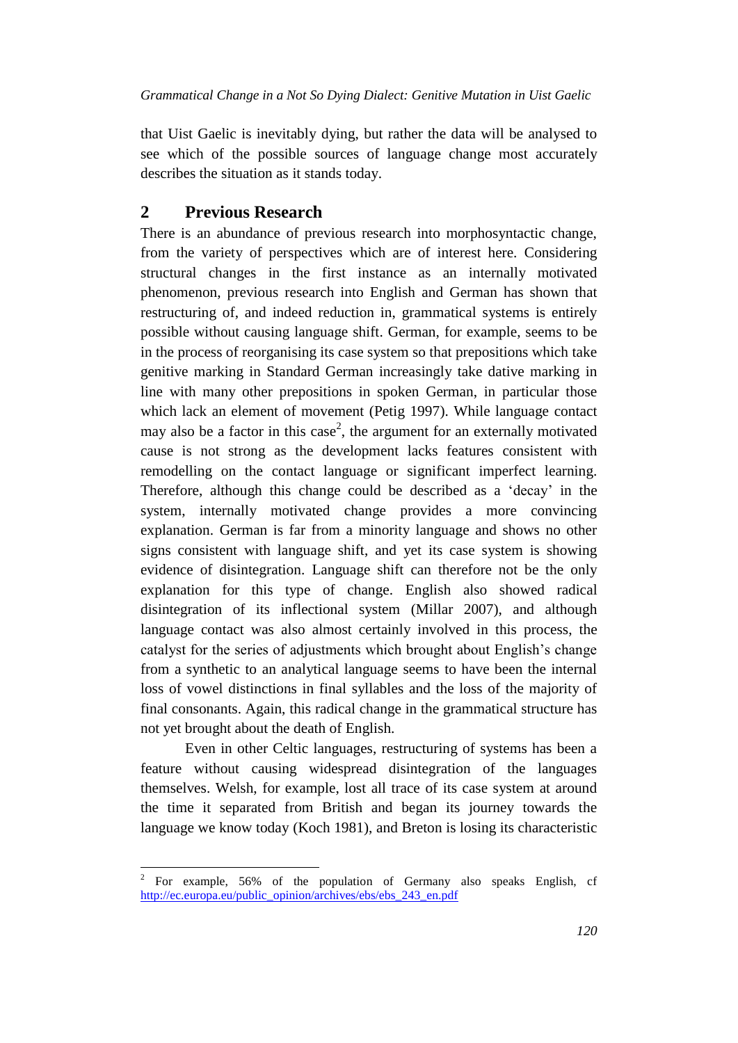that Uist Gaelic is inevitably dying, but rather the data will be analysed to see which of the possible sources of language change most accurately describes the situation as it stands today.

## 2 Previous Research

There is an abundance of previous research into morphosyntactic change, from the variety of perspectives which are of interest here. Considering structural changes in the first instance as an internally motivated phenomenon, previous research into English and German has shown that restructuring of, and indeed reduction in, grammatical systems is entirely possible without causing language shift. German, for example, seems to be in the process of reorganising its case system so that prepositions which take genitive marking in Standard German increasingly take dative marking in line with many other prepositions in spoken German, in particular those which lack an element of movement (Petig 1997). While language contact may also be a factor in this case[2], the argument for an externally motivated cause is not strong as the development lacks features consistent with remodelling on the contact language or significant imperfect learning. Therefore, although this change could be described as a 'decay' in the system, internally motivated change provides a more convincing explanation. German is far from a minority language and shows no other signs consistent with language shift, and yet its case system is showing evidence of disintegration. Language shift can therefore not be the only explanation for this type of change. English also showed radical disintegration of its inflectional system (Millar 2007), and although language contact was also almost certainly involved in this process, the catalyst for the series of adjustments which brought about English's change from a synthetic to an analytical language seems to have been the internal loss of vowel distinctions in final syllables and the loss of the majority of final consonants. Again, this radical change in the grammatical structure has not yet brought about the death of English.

Even in other Celtic languages, restructuring of systems has been a feature without causing widespread disintegration of the languages themselves. Welsh, for example, lost all trace of its case system at around the time it separated from British and began its journey towards the language we know today (Koch 1981), and Breton is losing its characteristic

---

[2] For example, 56% of the population of Germany also speaks English, cf http://ec.europa.eu/public_opinion/archives/ebs/ebs_243_en.pdf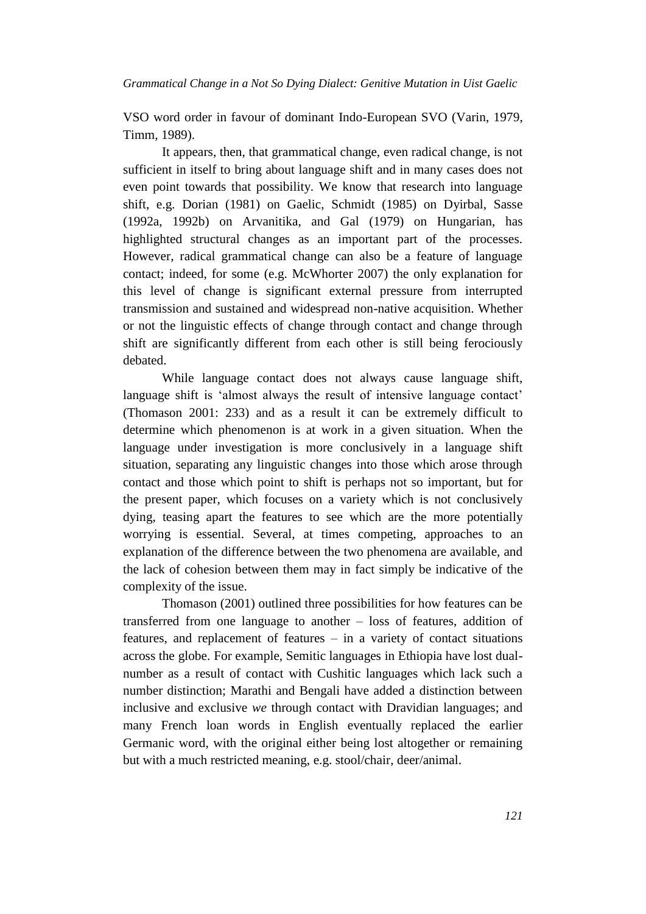VSO word order in favour of dominant Indo-European SVO (Varin, 1979, Timm, 1989).

It appears, then, that grammatical change, even radical change, is not sufficient in itself to bring about language shift and in many cases does not even point towards that possibility. We know that research into language shift, e.g. Dorian (1981) on Gaelic, Schmidt (1985) on Dyirbal, Sasse (1992a, 1992b) on Arvanitika, and Gal (1979) on Hungarian, has highlighted structural changes as an important part of the processes. However, radical grammatical change can also be a feature of language contact; indeed, for some (e.g. McWhorter 2007) the only explanation for this level of change is significant external pressure from interrupted transmission and sustained and widespread non-native acquisition. Whether or not the linguistic effects of change through contact and change through shift are significantly different from each other is still being ferociously debated.

While language contact does not always cause language shift, language shift is 'almost always the result of intensive language contact' (Thomason 2001: 233) and as a result it can be extremely difficult to determine which phenomenon is at work in a given situation. When the language under investigation is more conclusively in a language shift situation, separating any linguistic changes into those which arose through contact and those which point to shift is perhaps not so important, but for the present paper, which focuses on a variety which is not conclusively dying, teasing apart the features to see which are the more potentially worrying is essential. Several, at times competing, approaches to an explanation of the difference between the two phenomena are available, and the lack of cohesion between them may in fact simply be indicative of the complexity of the issue.

Thomason (2001) outlined three possibilities for how features can be transferred from one language to another – loss of features, addition of features, and replacement of features – in a variety of contact situations across the globe. For example, Semitic languages in Ethiopia have lost dual-number as a result of contact with Cushitic languages which lack such a number distinction; Marathi and Bengali have added a distinction between inclusive and exclusive *we* through contact with Dravidian languages; and many French loan words in English eventually replaced the earlier Germanic word, with the original either being lost altogether or remaining but with a much restricted meaning, e.g. stool/chair, deer/animal.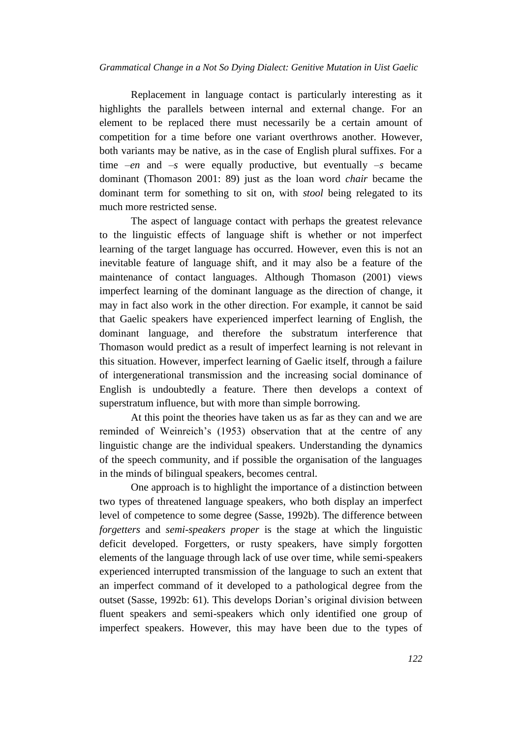Replacement in language contact is particularly interesting as it highlights the parallels between internal and external change. For an element to be replaced there must necessarily be a certain amount of competition for a time before one variant overthrows another. However, both variants may be native, as in the case of English plural suffixes. For a time *–en* and *–s* were equally productive, but eventually *–s* became dominant (Thomason 2001: 89) just as the loan word *chair* became the dominant term for something to sit on, with *stool* being relegated to its much more restricted sense.

The aspect of language contact with perhaps the greatest relevance to the linguistic effects of language shift is whether or not imperfect learning of the target language has occurred. However, even this is not an inevitable feature of language shift, and it may also be a feature of the maintenance of contact languages. Although Thomason (2001) views imperfect learning of the dominant language as the direction of change, it may in fact also work in the other direction. For example, it cannot be said that Gaelic speakers have experienced imperfect learning of English, the dominant language, and therefore the substratum interference that Thomason would predict as a result of imperfect learning is not relevant in this situation. However, imperfect learning of Gaelic itself, through a failure of intergenerational transmission and the increasing social dominance of English is undoubtedly a feature. There then develops a context of superstratum influence, but with more than simple borrowing.

At this point the theories have taken us as far as they can and we are reminded of Weinreich's (1953) observation that at the centre of any linguistic change are the individual speakers. Understanding the dynamics of the speech community, and if possible the organisation of the languages in the minds of bilingual speakers, becomes central.

One approach is to highlight the importance of a distinction between two types of threatened language speakers, who both display an imperfect level of competence to some degree (Sasse, 1992b). The difference between *forgetters* and *semi-speakers proper* is the stage at which the linguistic deficit developed. Forgetters, or rusty speakers, have simply forgotten elements of the language through lack of use over time, while semi-speakers experienced interrupted transmission of the language to such an extent that an imperfect command of it developed to a pathological degree from the outset (Sasse, 1992b: 61). This develops Dorian's original division between fluent speakers and semi-speakers which only identified one group of imperfect speakers. However, this may have been due to the types of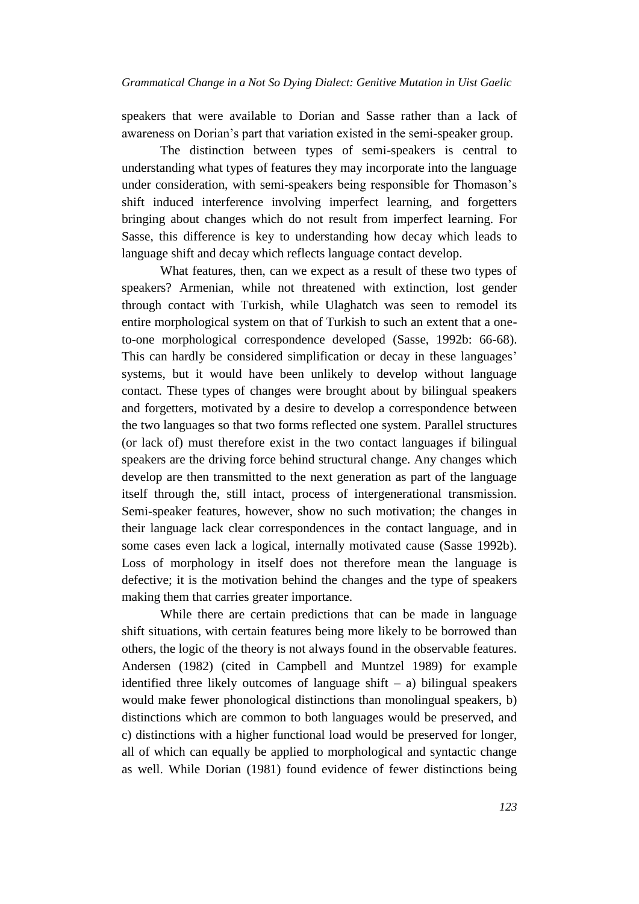speakers that were available to Dorian and Sasse rather than a lack of awareness on Dorian's part that variation existed in the semi-speaker group.

The distinction between types of semi-speakers is central to understanding what types of features they may incorporate into the language under consideration, with semi-speakers being responsible for Thomason's shift induced interference involving imperfect learning, and forgetters bringing about changes which do not result from imperfect learning. For Sasse, this difference is key to understanding how decay which leads to language shift and decay which reflects language contact develop.

What features, then, can we expect as a result of these two types of speakers? Armenian, while not threatened with extinction, lost gender through contact with Turkish, while Ulaghatch was seen to remodel its entire morphological system on that of Turkish to such an extent that a one-to-one morphological correspondence developed (Sasse, 1992b: 66-68). This can hardly be considered simplification or decay in these languages' systems, but it would have been unlikely to develop without language contact. These types of changes were brought about by bilingual speakers and forgetters, motivated by a desire to develop a correspondence between the two languages so that two forms reflected one system. Parallel structures (or lack of) must therefore exist in the two contact languages if bilingual speakers are the driving force behind structural change. Any changes which develop are then transmitted to the next generation as part of the language itself through the, still intact, process of intergenerational transmission. Semi-speaker features, however, show no such motivation; the changes in their language lack clear correspondences in the contact language, and in some cases even lack a logical, internally motivated cause (Sasse 1992b). Loss of morphology in itself does not therefore mean the language is defective; it is the motivation behind the changes and the type of speakers making them that carries greater importance.

While there are certain predictions that can be made in language shift situations, with certain features being more likely to be borrowed than others, the logic of the theory is not always found in the observable features. Andersen (1982) (cited in Campbell and Muntzel 1989) for example identified three likely outcomes of language shift – a) bilingual speakers would make fewer phonological distinctions than monolingual speakers, b) distinctions which are common to both languages would be preserved, and c) distinctions with a higher functional load would be preserved for longer, all of which can equally be applied to morphological and syntactic change as well. While Dorian (1981) found evidence of fewer distinctions being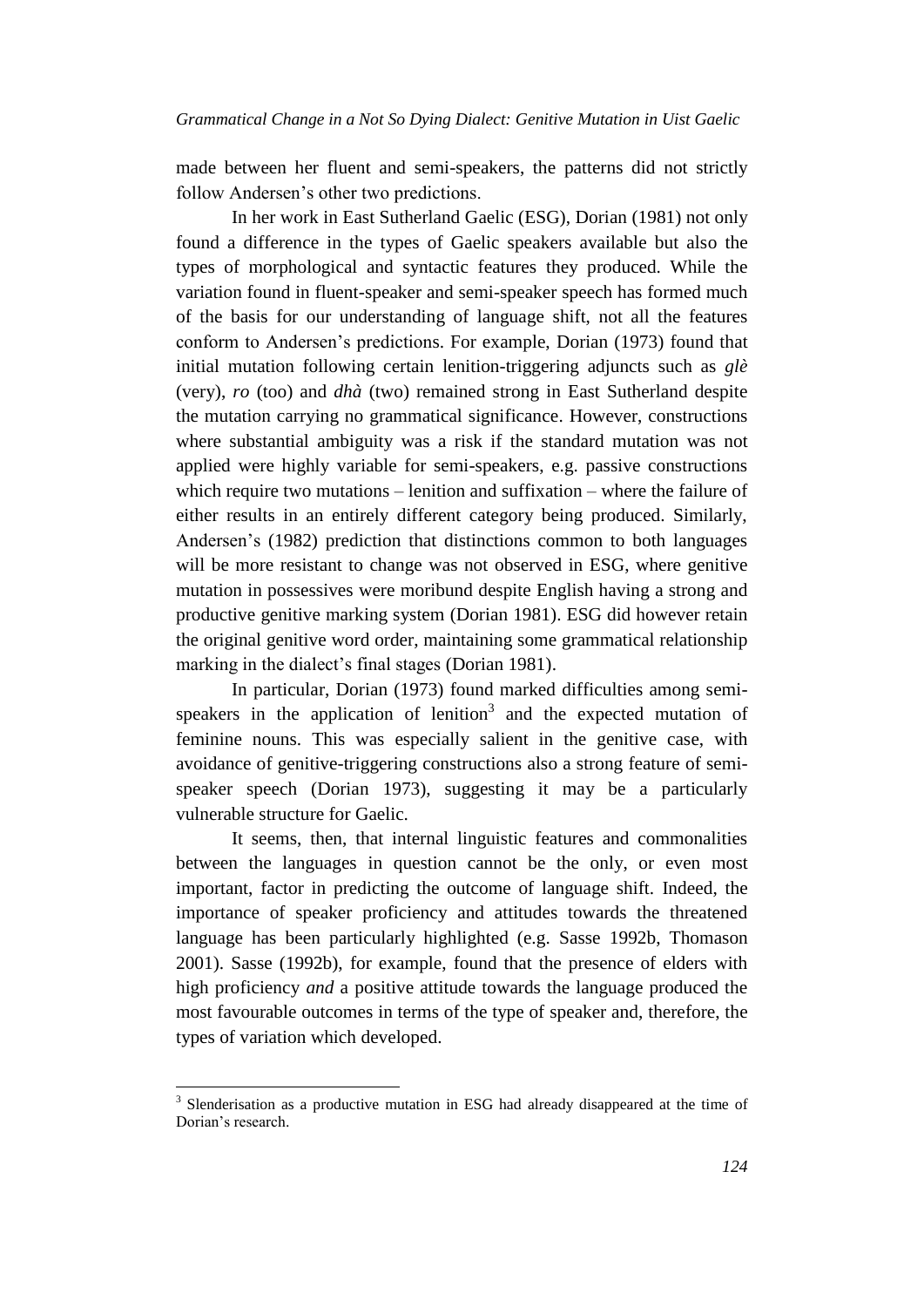made between her fluent and semi-speakers, the patterns did not strictly follow Andersen's other two predictions.

In her work in East Sutherland Gaelic (ESG), Dorian (1981) not only found a difference in the types of Gaelic speakers available but also the types of morphological and syntactic features they produced. While the variation found in fluent-speaker and semi-speaker speech has formed much of the basis for our understanding of language shift, not all the features conform to Andersen's predictions. For example, Dorian (1973) found that initial mutation following certain lenition-triggering adjuncts such as *glè* (very), *ro* (too) and *dhà* (two) remained strong in East Sutherland despite the mutation carrying no grammatical significance. However, constructions where substantial ambiguity was a risk if the standard mutation was not applied were highly variable for semi-speakers, e.g. passive constructions which require two mutations – lenition and suffixation – where the failure of either results in an entirely different category being produced. Similarly, Andersen's (1982) prediction that distinctions common to both languages will be more resistant to change was not observed in ESG, where genitive mutation in possessives were moribund despite English having a strong and productive genitive marking system (Dorian 1981). ESG did however retain the original genitive word order, maintaining some grammatical relationship marking in the dialect's final stages (Dorian 1981).

In particular, Dorian (1973) found marked difficulties among semi-speakers in the application of lenition[3] and the expected mutation of feminine nouns. This was especially salient in the genitive case, with avoidance of genitive-triggering constructions also a strong feature of semi-speaker speech (Dorian 1973), suggesting it may be a particularly vulnerable structure for Gaelic.

It seems, then, that internal linguistic features and commonalities between the languages in question cannot be the only, or even most important, factor in predicting the outcome of language shift. Indeed, the importance of speaker proficiency and attitudes towards the threatened language has been particularly highlighted (e.g. Sasse 1992b, Thomason 2001). Sasse (1992b), for example, found that the presence of elders with high proficiency *and* a positive attitude towards the language produced the most favourable outcomes in terms of the type of speaker and, therefore, the types of variation which developed.

[3] Slenderisation as a productive mutation in ESG had already disappeared at the time of Dorian's research.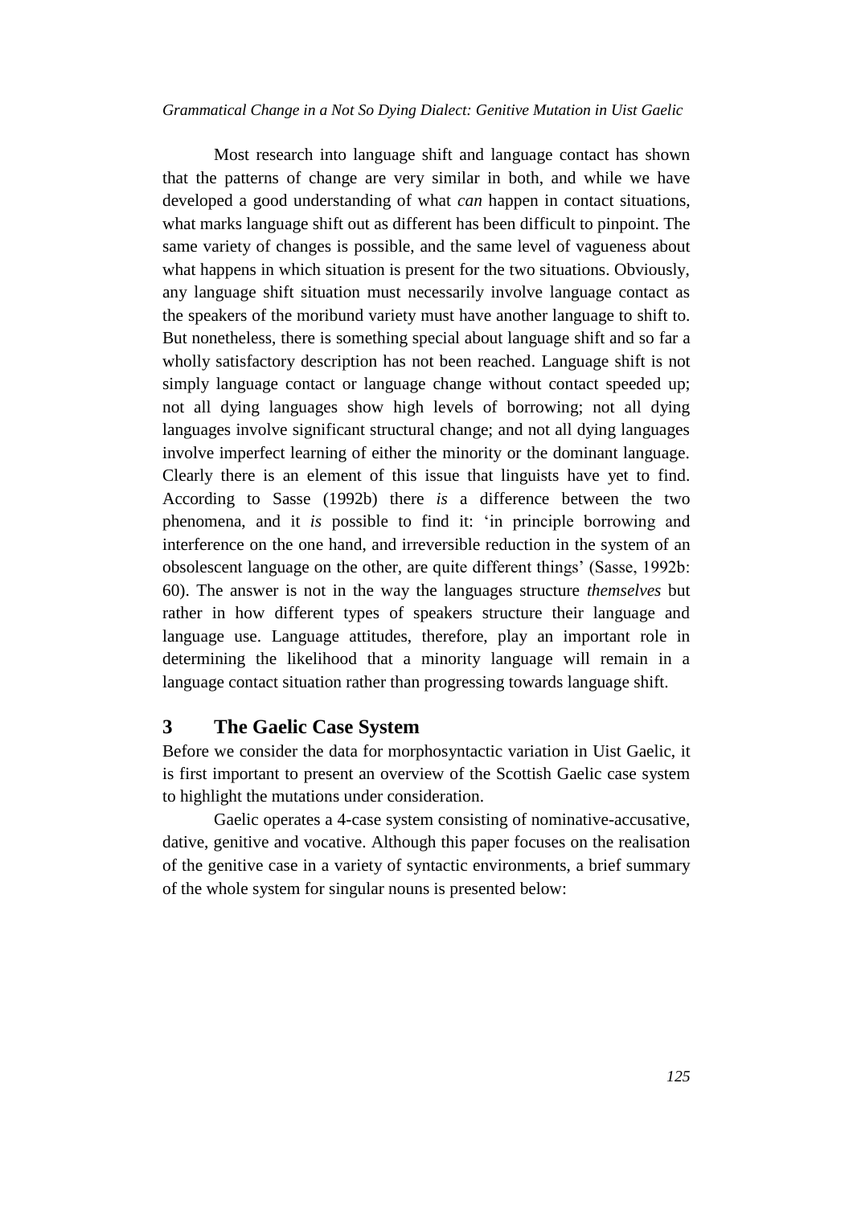Most research into language shift and language contact has shown that the patterns of change are very similar in both, and while we have developed a good understanding of what *can* happen in contact situations, what marks language shift out as different has been difficult to pinpoint. The same variety of changes is possible, and the same level of vagueness about what happens in which situation is present for the two situations. Obviously, any language shift situation must necessarily involve language contact as the speakers of the moribund variety must have another language to shift to. But nonetheless, there is something special about language shift and so far a wholly satisfactory description has not been reached. Language shift is not simply language contact or language change without contact speeded up; not all dying languages show high levels of borrowing; not all dying languages involve significant structural change; and not all dying languages involve imperfect learning of either the minority or the dominant language. Clearly there is an element of this issue that linguists have yet to find. According to Sasse (1992b) there *is* a difference between the two phenomena, and it *is* possible to find it: 'in principle borrowing and interference on the one hand, and irreversible reduction in the system of an obsolescent language on the other, are quite different things' (Sasse, 1992b: 60). The answer is not in the way the languages structure *themselves* but rather in how different types of speakers structure their language and language use. Language attitudes, therefore, play an important role in determining the likelihood that a minority language will remain in a language contact situation rather than progressing towards language shift.

## 3 The Gaelic Case System

Before we consider the data for morphosyntactic variation in Uist Gaelic, it is first important to present an overview of the Scottish Gaelic case system to highlight the mutations under consideration.

Gaelic operates a 4-case system consisting of nominative-accusative, dative, genitive and vocative. Although this paper focuses on the realisation of the genitive case in a variety of syntactic environments, a brief summary of the whole system for singular nouns is presented below: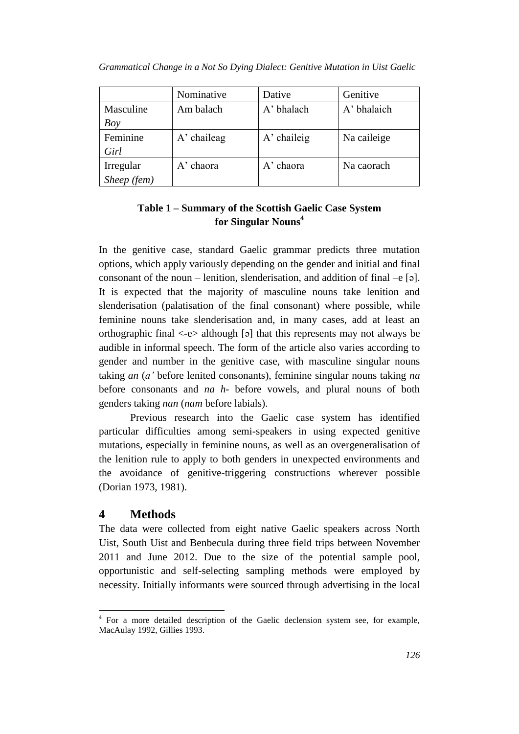|  | Nominative | Dative | Genitive |
| --- | --- | --- | --- |
| Masculine *Boy* | Am balach | A' bhalach | A' bhalaich |
| Feminine *Girl* | A' chaileag | A' chaileig | Na caileige |
| Irregular *Sheep (fem)* | A' chaora | A' chaora | Na caorach |

**Table 1 – Summary of the Scottish Gaelic Case System for Singular Nouns**[4]

In the genitive case, standard Gaelic grammar predicts three mutation options, which apply variously depending on the gender and initial and final consonant of the noun – lenition, slenderisation, and addition of final –e [ə]. It is expected that the majority of masculine nouns take lenition and slenderisation (palatisation of the final consonant) where possible, while feminine nouns take slenderisation and, in many cases, add at least an orthographic final <-e> although [ə] that this represents may not always be audible in informal speech. The form of the article also varies according to gender and number in the genitive case, with masculine singular nouns taking *an* (*a'* before lenited consonants), feminine singular nouns taking *na* before consonants and *na h-* before vowels, and plural nouns of both genders taking *nan* (*nam* before labials).

Previous research into the Gaelic case system has identified particular difficulties among semi-speakers in using expected genitive mutations, especially in feminine nouns, as well as an overgeneralisation of the lenition rule to apply to both genders in unexpected environments and the avoidance of genitive-triggering constructions wherever possible (Dorian 1973, 1981).

## 4 Methods

The data were collected from eight native Gaelic speakers across North Uist, South Uist and Benbecula during three field trips between November 2011 and June 2012. Due to the size of the potential sample pool, opportunistic and self-selecting sampling methods were employed by necessity. Initially informants were sourced through advertising in the local

[4] For a more detailed description of the Gaelic declension system see, for example, MacAulay 1992, Gillies 1993.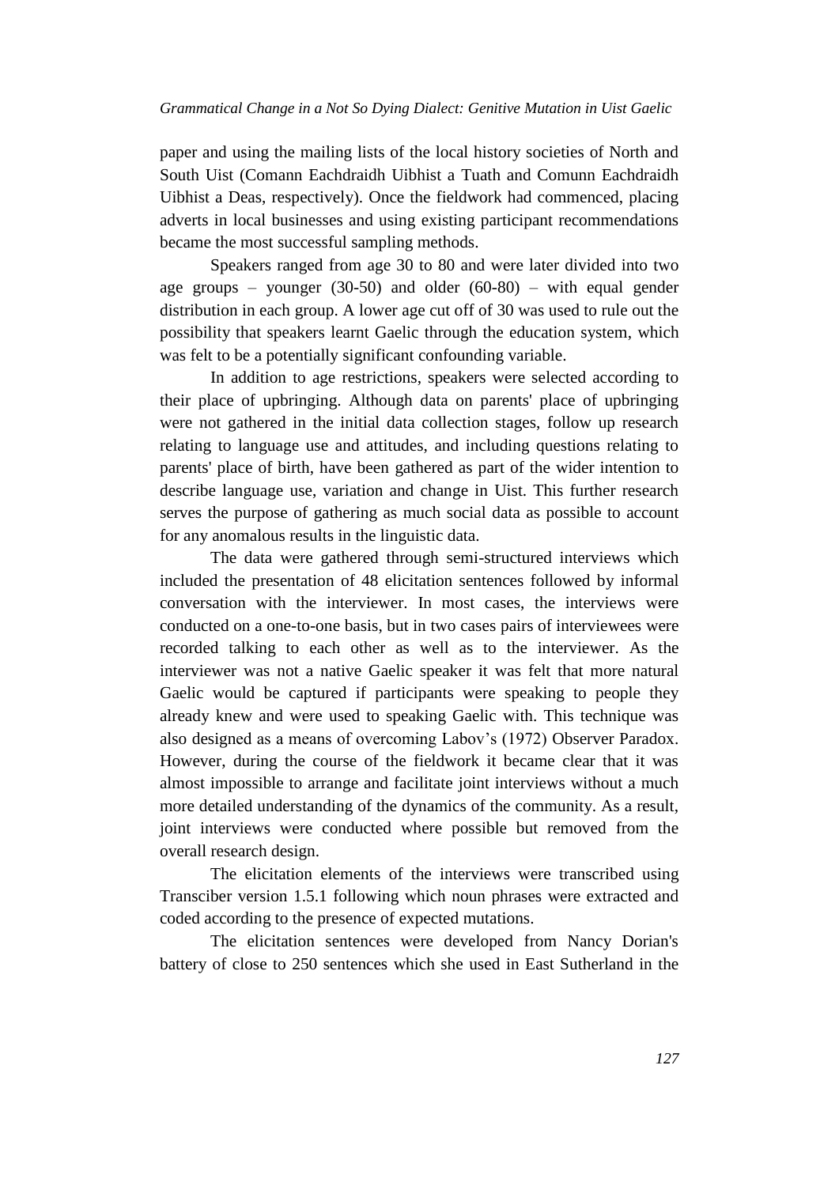paper and using the mailing lists of the local history societies of North and South Uist (Comann Eachdraidh Uibhist a Tuath and Comunn Eachdraidh Uibhist a Deas, respectively). Once the fieldwork had commenced, placing adverts in local businesses and using existing participant recommendations became the most successful sampling methods.

Speakers ranged from age 30 to 80 and were later divided into two age groups – younger (30-50) and older (60-80) – with equal gender distribution in each group. A lower age cut off of 30 was used to rule out the possibility that speakers learnt Gaelic through the education system, which was felt to be a potentially significant confounding variable.

In addition to age restrictions, speakers were selected according to their place of upbringing. Although data on parents' place of upbringing were not gathered in the initial data collection stages, follow up research relating to language use and attitudes, and including questions relating to parents' place of birth, have been gathered as part of the wider intention to describe language use, variation and change in Uist. This further research serves the purpose of gathering as much social data as possible to account for any anomalous results in the linguistic data.

The data were gathered through semi-structured interviews which included the presentation of 48 elicitation sentences followed by informal conversation with the interviewer. In most cases, the interviews were conducted on a one-to-one basis, but in two cases pairs of interviewees were recorded talking to each other as well as to the interviewer. As the interviewer was not a native Gaelic speaker it was felt that more natural Gaelic would be captured if participants were speaking to people they already knew and were used to speaking Gaelic with. This technique was also designed as a means of overcoming Labov's (1972) Observer Paradox. However, during the course of the fieldwork it became clear that it was almost impossible to arrange and facilitate joint interviews without a much more detailed understanding of the dynamics of the community. As a result, joint interviews were conducted where possible but removed from the overall research design.

The elicitation elements of the interviews were transcribed using Transciber version 1.5.1 following which noun phrases were extracted and coded according to the presence of expected mutations.

The elicitation sentences were developed from Nancy Dorian's battery of close to 250 sentences which she used in East Sutherland in the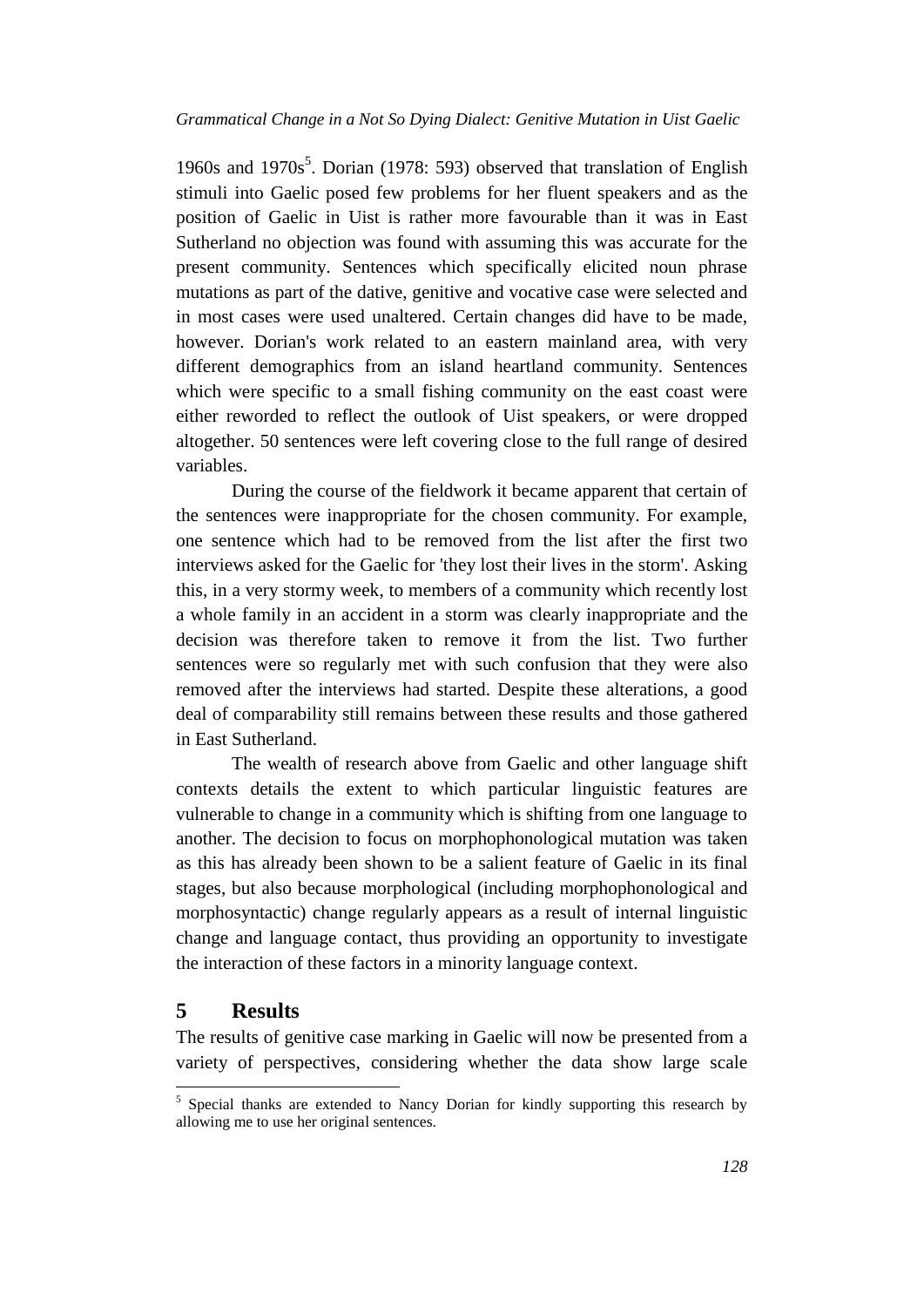1960s and 1970s[5]. Dorian (1978: 593) observed that translation of English stimuli into Gaelic posed few problems for her fluent speakers and as the position of Gaelic in Uist is rather more favourable than it was in East Sutherland no objection was found with assuming this was accurate for the present community. Sentences which specifically elicited noun phrase mutations as part of the dative, genitive and vocative case were selected and in most cases were used unaltered. Certain changes did have to be made, however. Dorian's work related to an eastern mainland area, with very different demographics from an island heartland community. Sentences which were specific to a small fishing community on the east coast were either reworded to reflect the outlook of Uist speakers, or were dropped altogether. 50 sentences were left covering close to the full range of desired variables.

During the course of the fieldwork it became apparent that certain of the sentences were inappropriate for the chosen community. For example, one sentence which had to be removed from the list after the first two interviews asked for the Gaelic for 'they lost their lives in the storm'. Asking this, in a very stormy week, to members of a community which recently lost a whole family in an accident in a storm was clearly inappropriate and the decision was therefore taken to remove it from the list. Two further sentences were so regularly met with such confusion that they were also removed after the interviews had started. Despite these alterations, a good deal of comparability still remains between these results and those gathered in East Sutherland.

The wealth of research above from Gaelic and other language shift contexts details the extent to which particular linguistic features are vulnerable to change in a community which is shifting from one language to another. The decision to focus on morphophonological mutation was taken as this has already been shown to be a salient feature of Gaelic in its final stages, but also because morphological (including morphophonological and morphosyntactic) change regularly appears as a result of internal linguistic change and language contact, thus providing an opportunity to investigate the interaction of these factors in a minority language context.

## 5 Results

The results of genitive case marking in Gaelic will now be presented from a variety of perspectives, considering whether the data show large scale

[5] Special thanks are extended to Nancy Dorian for kindly supporting this research by allowing me to use her original sentences.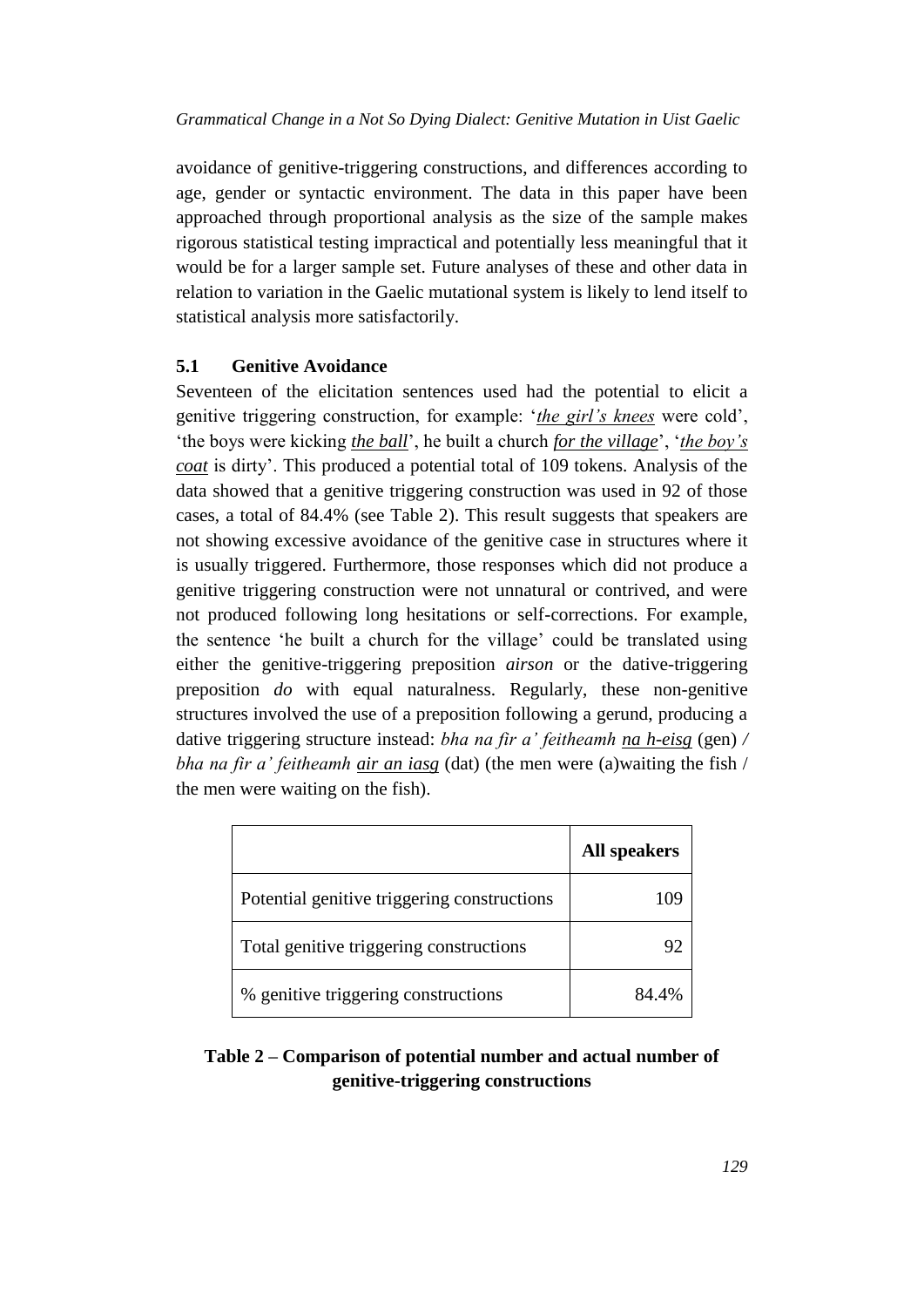avoidance of genitive-triggering constructions, and differences according to age, gender or syntactic environment. The data in this paper have been approached through proportional analysis as the size of the sample makes rigorous statistical testing impractical and potentially less meaningful that it would be for a larger sample set. Future analyses of these and other data in relation to variation in the Gaelic mutational system is likely to lend itself to statistical analysis more satisfactorily.

### 5.1 Genitive Avoidance

Seventeen of the elicitation sentences used had the potential to elicit a genitive triggering construction, for example: '*the girl's knees* were cold', 'the boys were kicking *the ball*', he built a church *for the village*', '*the boy's coat* is dirty'. This produced a potential total of 109 tokens. Analysis of the data showed that a genitive triggering construction was used in 92 of those cases, a total of 84.4% (see Table 2). This result suggests that speakers are not showing excessive avoidance of the genitive case in structures where it is usually triggered. Furthermore, those responses which did not produce a genitive triggering construction were not unnatural or contrived, and were not produced following long hesitations or self-corrections. For example, the sentence 'he built a church for the village' could be translated using either the genitive-triggering preposition *airson* or the dative-triggering preposition *do* with equal naturalness. Regularly, these non-genitive structures involved the use of a preposition following a gerund, producing a dative triggering structure instead: *bha na fir a' feitheamh na h-eisg* (gen) / *bha na fir a' feitheamh air an iasg* (dat) (the men were (a)waiting the fish / the men were waiting on the fish).

| | **All speakers** |
|---|---|
| Potential genitive triggering constructions | 109 |
| Total genitive triggering constructions | 92 |
| % genitive triggering constructions | 84.4% |

**Table 2 – Comparison of potential number and actual number of genitive-triggering constructions**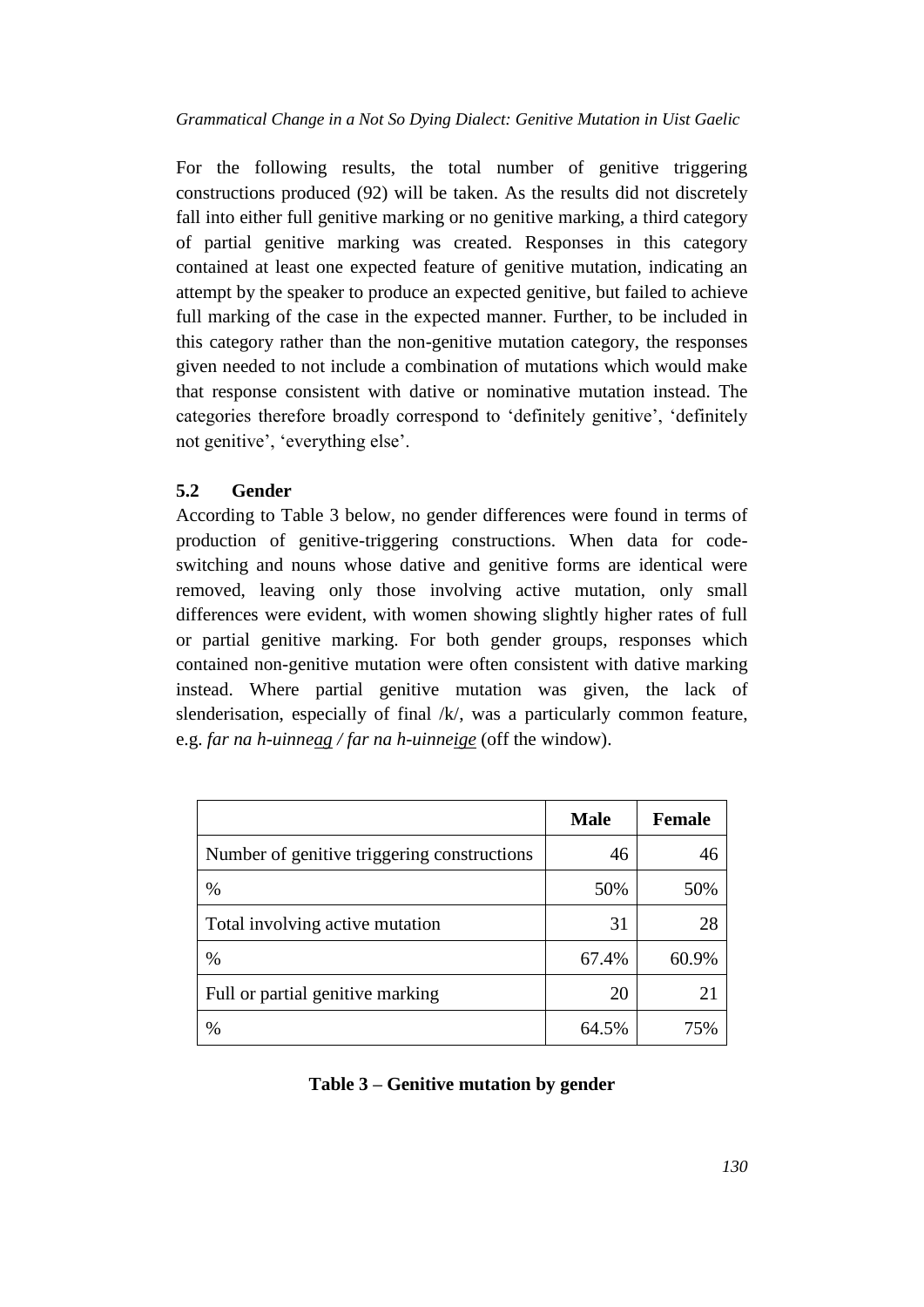For the following results, the total number of genitive triggering constructions produced (92) will be taken. As the results did not discretely fall into either full genitive marking or no genitive marking, a third category of partial genitive marking was created. Responses in this category contained at least one expected feature of genitive mutation, indicating an attempt by the speaker to produce an expected genitive, but failed to achieve full marking of the case in the expected manner. Further, to be included in this category rather than the non-genitive mutation category, the responses given needed to not include a combination of mutations which would make that response consistent with dative or nominative mutation instead. The categories therefore broadly correspond to 'definitely genitive', 'definitely not genitive', 'everything else'.

### 5.2 Gender

According to Table 3 below, no gender differences were found in terms of production of genitive-triggering constructions. When data for code-switching and nouns whose dative and genitive forms are identical were removed, leaving only those involving active mutation, only small differences were evident, with women showing slightly higher rates of full or partial genitive marking. For both gender groups, responses which contained non-genitive mutation were often consistent with dative marking instead. Where partial genitive mutation was given, the lack of slenderisation, especially of final /k/, was a particularly common feature, e.g. *far na h-uinne<u>ag</u> / far na h-uinne<u>ige</u>* (off the window).

| | Male | Female |
|---|---|---|
| Number of genitive triggering constructions | 46 | 46 |
| % | 50% | 50% |
| Total involving active mutation | 31 | 28 |
| % | 67.4% | 60.9% |
| Full or partial genitive marking | 20 | 21 |
| % | 64.5% | 75% |

**Table 3 – Genitive mutation by gender**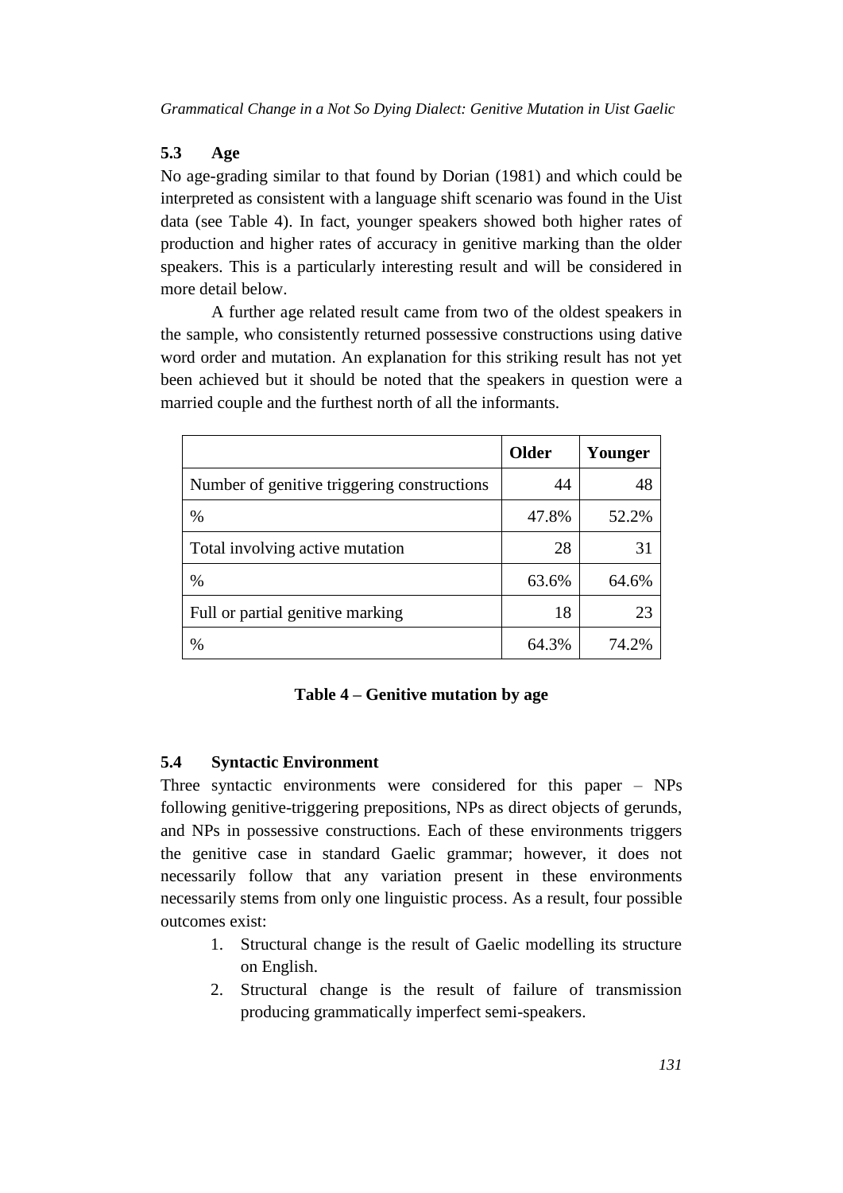### 5.3 Age

No age-grading similar to that found by Dorian (1981) and which could be interpreted as consistent with a language shift scenario was found in the Uist data (see Table 4). In fact, younger speakers showed both higher rates of production and higher rates of accuracy in genitive marking than the older speakers. This is a particularly interesting result and will be considered in more detail below.

A further age related result came from two of the oldest speakers in the sample, who consistently returned possessive constructions using dative word order and mutation. An explanation for this striking result has not yet been achieved but it should be noted that the speakers in question were a married couple and the furthest north of all the informants.

| | **Older** | **Younger** |
|---|---|---|
| Number of genitive triggering constructions | 44 | 48 |
| % | 47.8% | 52.2% |
| Total involving active mutation | 28 | 31 |
| % | 63.6% | 64.6% |
| Full or partial genitive marking | 18 | 23 |
| % | 64.3% | 74.2% |

**Table 4 – Genitive mutation by age**

### 5.4 Syntactic Environment

Three syntactic environments were considered for this paper – NPs following genitive-triggering prepositions, NPs as direct objects of gerunds, and NPs in possessive constructions. Each of these environments triggers the genitive case in standard Gaelic grammar; however, it does not necessarily follow that any variation present in these environments necessarily stems from only one linguistic process. As a result, four possible outcomes exist:

1. Structural change is the result of Gaelic modelling its structure on English.
2. Structural change is the result of failure of transmission producing grammatically imperfect semi-speakers.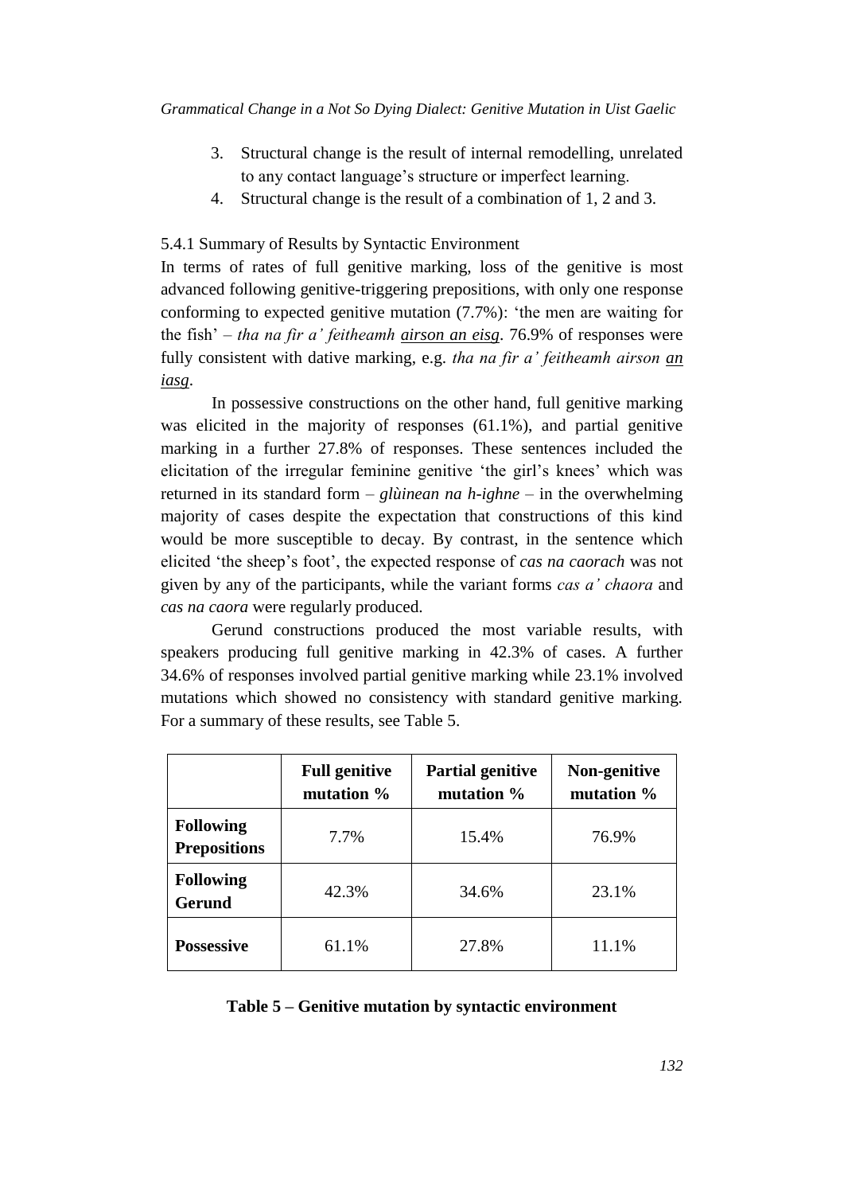3. Structural change is the result of internal remodelling, unrelated to any contact language's structure or imperfect learning.
4. Structural change is the result of a combination of 1, 2 and 3.

### 5.4.1 Summary of Results by Syntactic Environment

In terms of rates of full genitive marking, loss of the genitive is most advanced following genitive-triggering prepositions, with only one response conforming to expected genitive mutation (7.7%): 'the men are waiting for the fish' – *tha na fir a' feitheamh <u>airson an eisg</u>*. 76.9% of responses were fully consistent with dative marking, e.g. *tha na fir a' feitheamh airson <u>an iasg</u>*.

In possessive constructions on the other hand, full genitive marking was elicited in the majority of responses (61.1%), and partial genitive marking in a further 27.8% of responses. These sentences included the elicitation of the irregular feminine genitive 'the girl's knees' which was returned in its standard form – *glùinean na h-ighne* – in the overwhelming majority of cases despite the expectation that constructions of this kind would be more susceptible to decay. By contrast, in the sentence which elicited 'the sheep's foot', the expected response of *cas na caorach* was not given by any of the participants, while the variant forms *cas a' chaora* and *cas na caora* were regularly produced.

Gerund constructions produced the most variable results, with speakers producing full genitive marking in 42.3% of cases. A further 34.6% of responses involved partial genitive marking while 23.1% involved mutations which showed no consistency with standard genitive marking. For a summary of these results, see Table 5.

| | **Full genitive mutation %** | **Partial genitive mutation %** | **Non-genitive mutation %** |
|---|---|---|---|
| **Following Prepositions** | 7.7% | 15.4% | 76.9% |
| **Following Gerund** | 42.3% | 34.6% | 23.1% |
| **Possessive** | 61.1% | 27.8% | 11.1% |

**Table 5 – Genitive mutation by syntactic environment**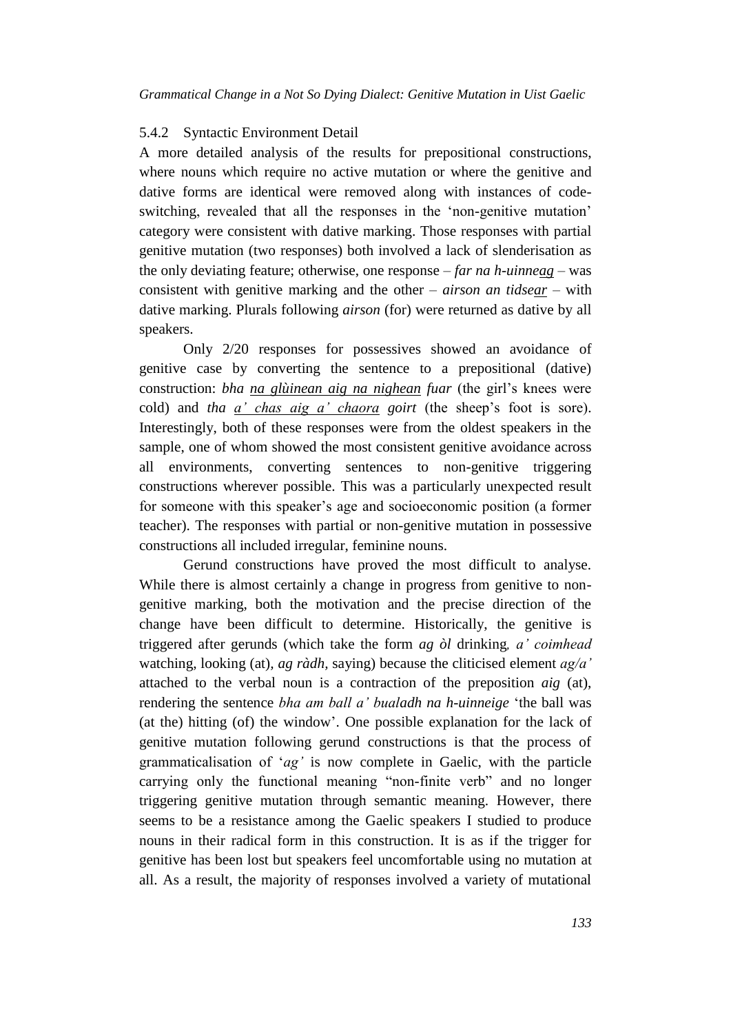### 5.4.2 Syntactic Environment Detail

A more detailed analysis of the results for prepositional constructions, where nouns which require no active mutation or where the genitive and dative forms are identical were removed along with instances of code-switching, revealed that all the responses in the 'non-genitive mutation' category were consistent with dative marking. Those responses with partial genitive mutation (two responses) both involved a lack of slenderisation as the only deviating feature; otherwise, one response – *far na h-uinne<u>ag</u>* – was consistent with genitive marking and the other – *airson an tidse<u>ar</u>* – with dative marking. Plurals following *airson* (for) were returned as dative by all speakers.

Only 2/20 responses for possessives showed an avoidance of genitive case by converting the sentence to a prepositional (dative) construction: *bha <u>na glùinean aig na nighean</u> fuar* (the girl's knees were cold) and *tha <u>a' chas aig a' chaora</u> goirt* (the sheep's foot is sore). Interestingly, both of these responses were from the oldest speakers in the sample, one of whom showed the most consistent genitive avoidance across all environments, converting sentences to non-genitive triggering constructions wherever possible. This was a particularly unexpected result for someone with this speaker's age and socioeconomic position (a former teacher). The responses with partial or non-genitive mutation in possessive constructions all included irregular, feminine nouns.

Gerund constructions have proved the most difficult to analyse. While there is almost certainly a change in progress from genitive to non-genitive marking, both the motivation and the precise direction of the change have been difficult to determine. Historically, the genitive is triggered after gerunds (which take the form *ag òl* drinking*, a' coimhead* watching, looking (at)*, ag ràdh*, saying) because the cliticised element *ag/a'* attached to the verbal noun is a contraction of the preposition *aig* (at), rendering the sentence *bha am ball a' bualadh na h-uinneige* 'the ball was (at the) hitting (of) the window'. One possible explanation for the lack of genitive mutation following gerund constructions is that the process of grammaticalisation of '*ag'* is now complete in Gaelic, with the particle carrying only the functional meaning "non-finite verb" and no longer triggering genitive mutation through semantic meaning. However, there seems to be a resistance among the Gaelic speakers I studied to produce nouns in their radical form in this construction. It is as if the trigger for genitive has been lost but speakers feel uncomfortable using no mutation at all. As a result, the majority of responses involved a variety of mutational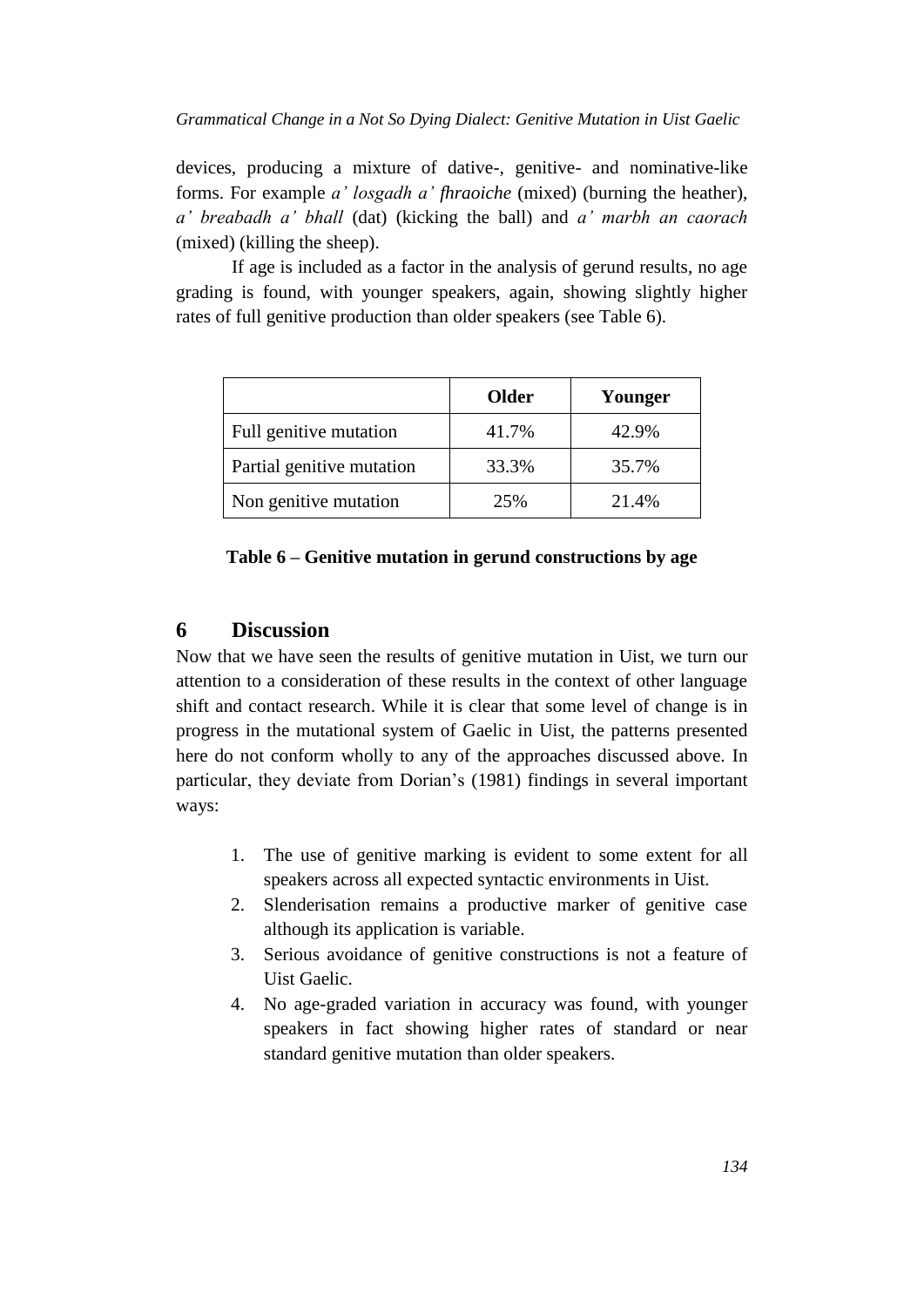devices, producing a mixture of dative-, genitive- and nominative-like forms. For example *a' losgadh a' fhraoiche* (mixed) (burning the heather), *a' breabadh a' bhall* (dat) (kicking the ball) and *a' marbh an caorach* (mixed) (killing the sheep).

If age is included as a factor in the analysis of gerund results, no age grading is found, with younger speakers, again, showing slightly higher rates of full genitive production than older speakers (see Table 6).

| | Older | Younger |
|---|---|---|
| Full genitive mutation | 41.7% | 42.9% |
| Partial genitive mutation | 33.3% | 35.7% |
| Non genitive mutation | 25% | 21.4% |

**Table 6 – Genitive mutation in gerund constructions by age**

## 6 Discussion

Now that we have seen the results of genitive mutation in Uist, we turn our attention to a consideration of these results in the context of other language shift and contact research. While it is clear that some level of change is in progress in the mutational system of Gaelic in Uist, the patterns presented here do not conform wholly to any of the approaches discussed above. In particular, they deviate from Dorian's (1981) findings in several important ways:

1. The use of genitive marking is evident to some extent for all speakers across all expected syntactic environments in Uist.
2. Slenderisation remains a productive marker of genitive case although its application is variable.
3. Serious avoidance of genitive constructions is not a feature of Uist Gaelic.
4. No age-graded variation in accuracy was found, with younger speakers in fact showing higher rates of standard or near standard genitive mutation than older speakers.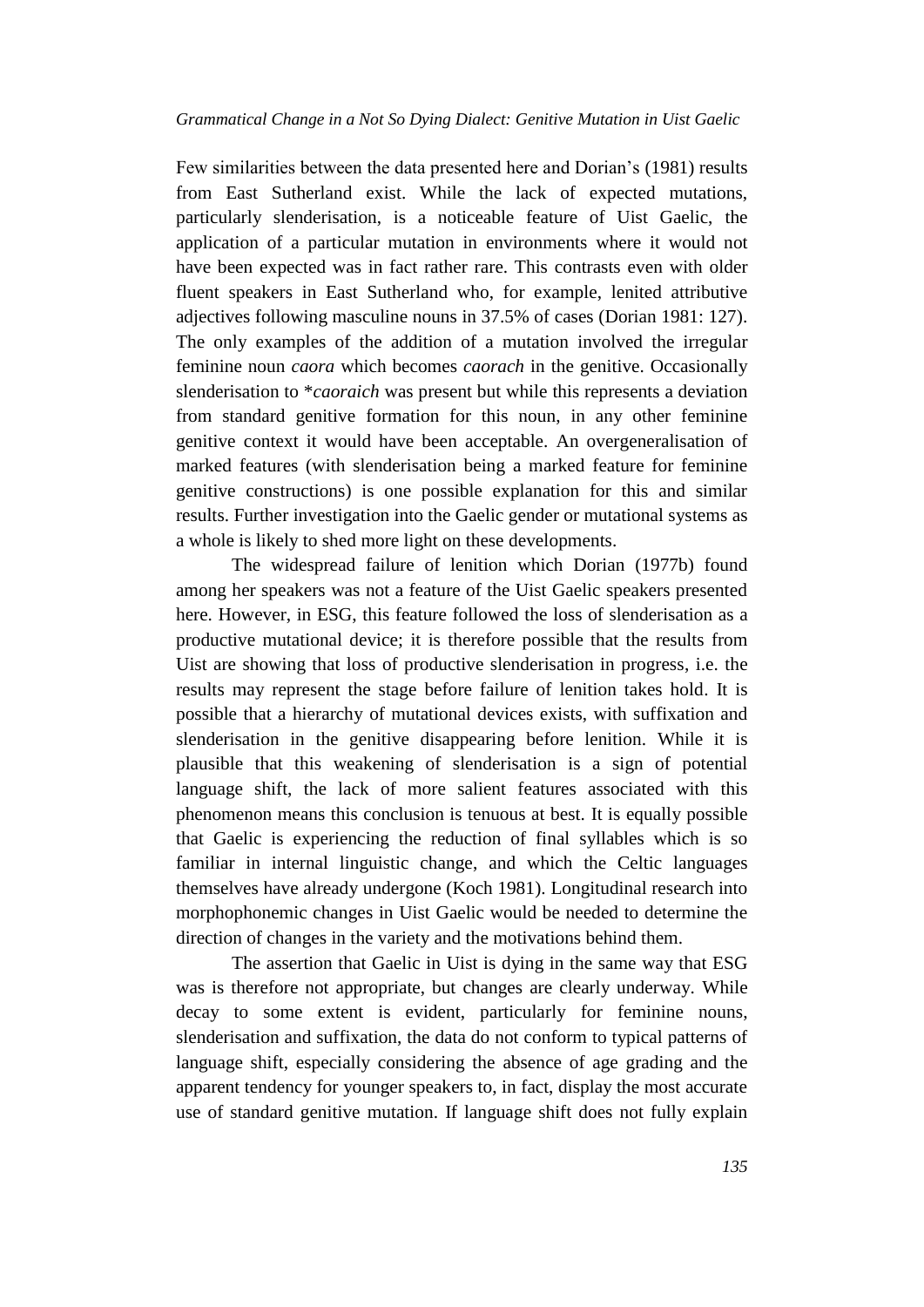Few similarities between the data presented here and Dorian's (1981) results from East Sutherland exist. While the lack of expected mutations, particularly slenderisation, is a noticeable feature of Uist Gaelic, the application of a particular mutation in environments where it would not have been expected was in fact rather rare. This contrasts even with older fluent speakers in East Sutherland who, for example, lenited attributive adjectives following masculine nouns in 37.5% of cases (Dorian 1981: 127). The only examples of the addition of a mutation involved the irregular feminine noun *caora* which becomes *caorach* in the genitive. Occasionally slenderisation to \**caoraich* was present but while this represents a deviation from standard genitive formation for this noun, in any other feminine genitive context it would have been acceptable. An overgeneralisation of marked features (with slenderisation being a marked feature for feminine genitive constructions) is one possible explanation for this and similar results. Further investigation into the Gaelic gender or mutational systems as a whole is likely to shed more light on these developments.

The widespread failure of lenition which Dorian (1977b) found among her speakers was not a feature of the Uist Gaelic speakers presented here. However, in ESG, this feature followed the loss of slenderisation as a productive mutational device; it is therefore possible that the results from Uist are showing that loss of productive slenderisation in progress, i.e. the results may represent the stage before failure of lenition takes hold. It is possible that a hierarchy of mutational devices exists, with suffixation and slenderisation in the genitive disappearing before lenition. While it is plausible that this weakening of slenderisation is a sign of potential language shift, the lack of more salient features associated with this phenomenon means this conclusion is tenuous at best. It is equally possible that Gaelic is experiencing the reduction of final syllables which is so familiar in internal linguistic change, and which the Celtic languages themselves have already undergone (Koch 1981). Longitudinal research into morphophonemic changes in Uist Gaelic would be needed to determine the direction of changes in the variety and the motivations behind them.

The assertion that Gaelic in Uist is dying in the same way that ESG was is therefore not appropriate, but changes are clearly underway. While decay to some extent is evident, particularly for feminine nouns, slenderisation and suffixation, the data do not conform to typical patterns of language shift, especially considering the absence of age grading and the apparent tendency for younger speakers to, in fact, display the most accurate use of standard genitive mutation. If language shift does not fully explain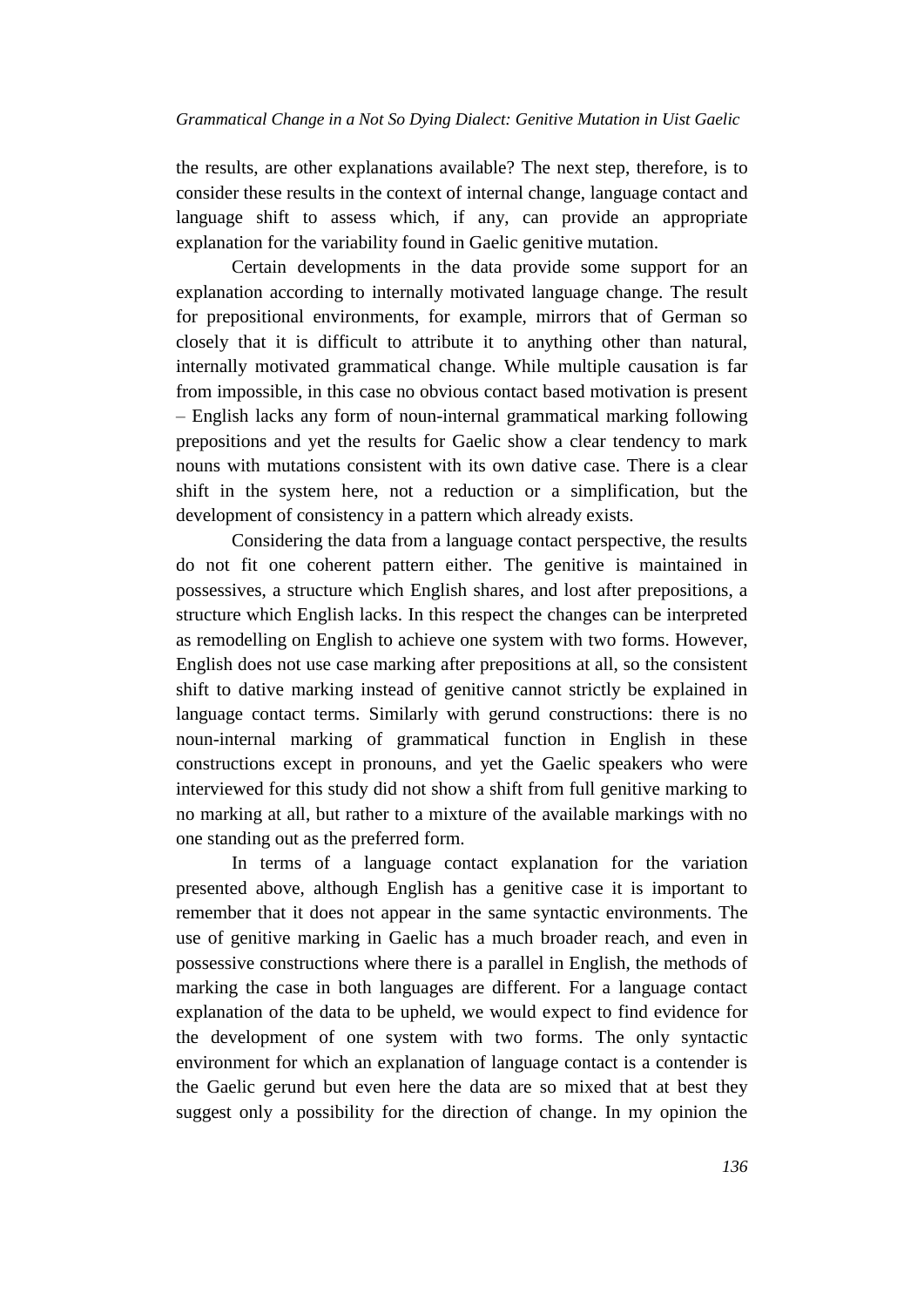the results, are other explanations available? The next step, therefore, is to consider these results in the context of internal change, language contact and language shift to assess which, if any, can provide an appropriate explanation for the variability found in Gaelic genitive mutation.

Certain developments in the data provide some support for an explanation according to internally motivated language change. The result for prepositional environments, for example, mirrors that of German so closely that it is difficult to attribute it to anything other than natural, internally motivated grammatical change. While multiple causation is far from impossible, in this case no obvious contact based motivation is present – English lacks any form of noun-internal grammatical marking following prepositions and yet the results for Gaelic show a clear tendency to mark nouns with mutations consistent with its own dative case. There is a clear shift in the system here, not a reduction or a simplification, but the development of consistency in a pattern which already exists.

Considering the data from a language contact perspective, the results do not fit one coherent pattern either. The genitive is maintained in possessives, a structure which English shares, and lost after prepositions, a structure which English lacks. In this respect the changes can be interpreted as remodelling on English to achieve one system with two forms. However, English does not use case marking after prepositions at all, so the consistent shift to dative marking instead of genitive cannot strictly be explained in language contact terms. Similarly with gerund constructions: there is no noun-internal marking of grammatical function in English in these constructions except in pronouns, and yet the Gaelic speakers who were interviewed for this study did not show a shift from full genitive marking to no marking at all, but rather to a mixture of the available markings with no one standing out as the preferred form.

In terms of a language contact explanation for the variation presented above, although English has a genitive case it is important to remember that it does not appear in the same syntactic environments. The use of genitive marking in Gaelic has a much broader reach, and even in possessive constructions where there is a parallel in English, the methods of marking the case in both languages are different. For a language contact explanation of the data to be upheld, we would expect to find evidence for the development of one system with two forms. The only syntactic environment for which an explanation of language contact is a contender is the Gaelic gerund but even here the data are so mixed that at best they suggest only a possibility for the direction of change. In my opinion the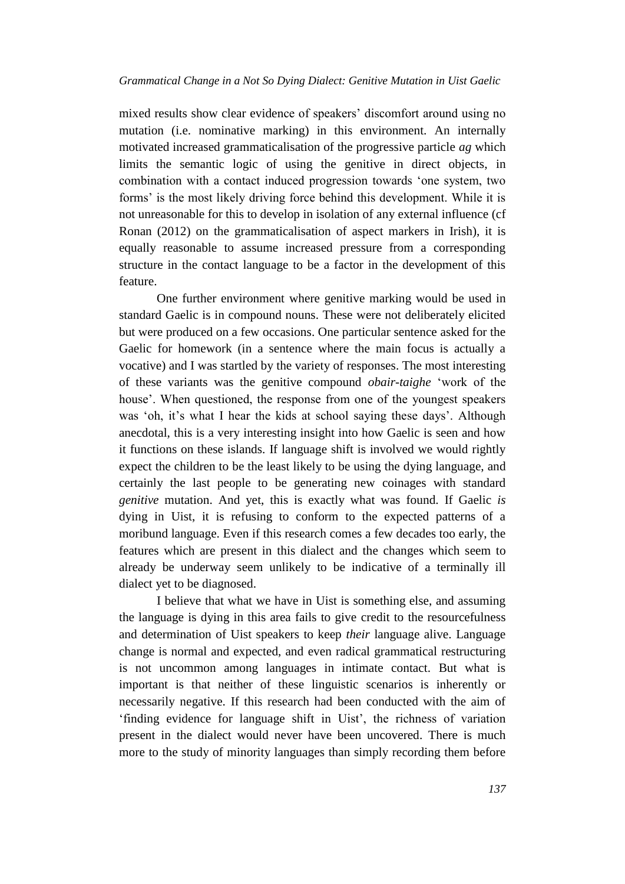mixed results show clear evidence of speakers' discomfort around using no mutation (i.e. nominative marking) in this environment. An internally motivated increased grammaticalisation of the progressive particle *ag* which limits the semantic logic of using the genitive in direct objects, in combination with a contact induced progression towards 'one system, two forms' is the most likely driving force behind this development. While it is not unreasonable for this to develop in isolation of any external influence (cf Ronan (2012) on the grammaticalisation of aspect markers in Irish), it is equally reasonable to assume increased pressure from a corresponding structure in the contact language to be a factor in the development of this feature.

One further environment where genitive marking would be used in standard Gaelic is in compound nouns. These were not deliberately elicited but were produced on a few occasions. One particular sentence asked for the Gaelic for homework (in a sentence where the main focus is actually a vocative) and I was startled by the variety of responses. The most interesting of these variants was the genitive compound *obair-taighe* 'work of the house'. When questioned, the response from one of the youngest speakers was 'oh, it's what I hear the kids at school saying these days'. Although anecdotal, this is a very interesting insight into how Gaelic is seen and how it functions on these islands. If language shift is involved we would rightly expect the children to be the least likely to be using the dying language, and certainly the last people to be generating new coinages with standard *genitive* mutation. And yet, this is exactly what was found. If Gaelic *is* dying in Uist, it is refusing to conform to the expected patterns of a moribund language. Even if this research comes a few decades too early, the features which are present in this dialect and the changes which seem to already be underway seem unlikely to be indicative of a terminally ill dialect yet to be diagnosed.

I believe that what we have in Uist is something else, and assuming the language is dying in this area fails to give credit to the resourcefulness and determination of Uist speakers to keep *their* language alive. Language change is normal and expected, and even radical grammatical restructuring is not uncommon among languages in intimate contact. But what is important is that neither of these linguistic scenarios is inherently or necessarily negative. If this research had been conducted with the aim of 'finding evidence for language shift in Uist', the richness of variation present in the dialect would never have been uncovered. There is much more to the study of minority languages than simply recording them before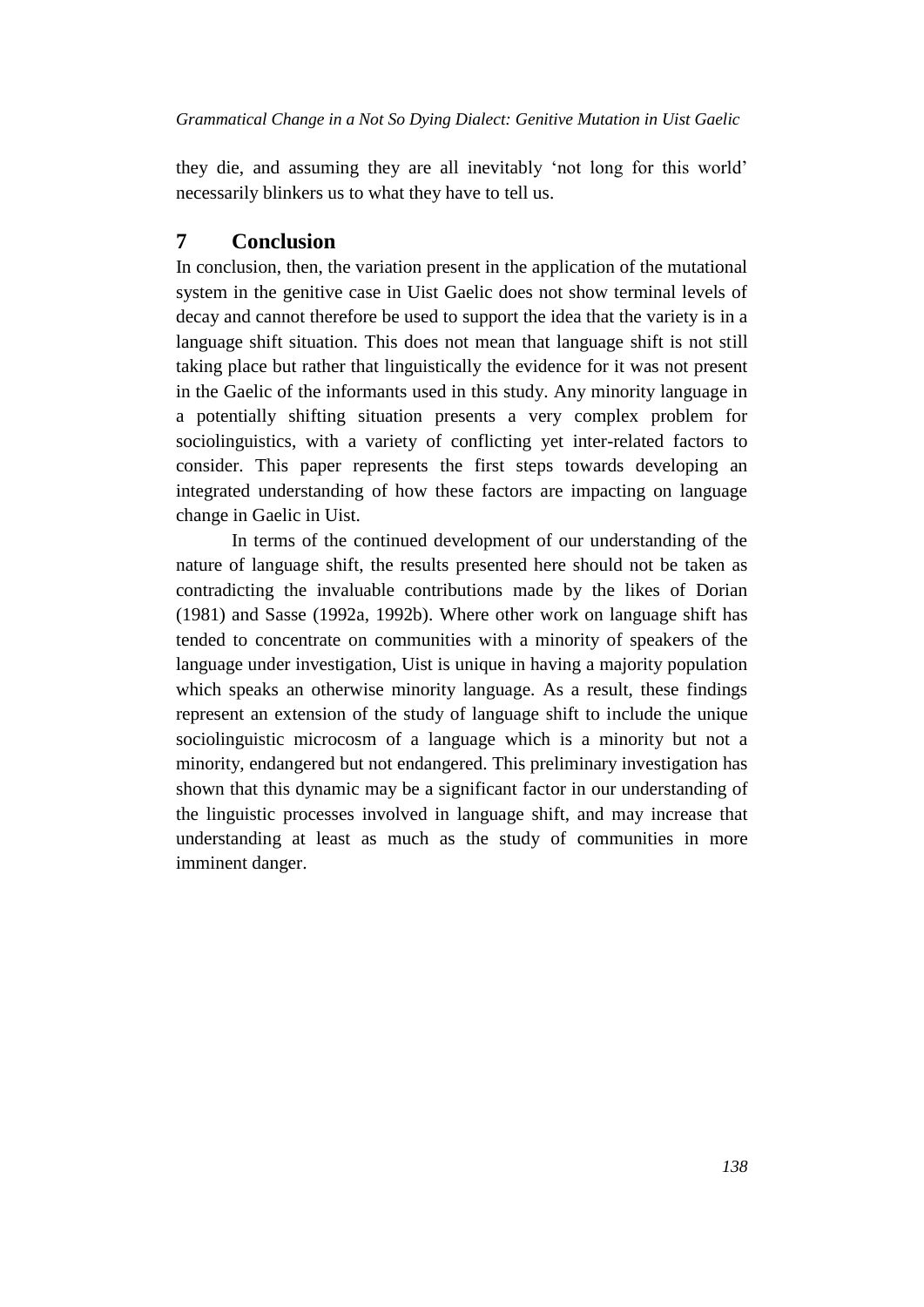they die, and assuming they are all inevitably 'not long for this world' necessarily blinkers us to what they have to tell us.

## 7 Conclusion

In conclusion, then, the variation present in the application of the mutational system in the genitive case in Uist Gaelic does not show terminal levels of decay and cannot therefore be used to support the idea that the variety is in a language shift situation. This does not mean that language shift is not still taking place but rather that linguistically the evidence for it was not present in the Gaelic of the informants used in this study. Any minority language in a potentially shifting situation presents a very complex problem for sociolinguistics, with a variety of conflicting yet inter-related factors to consider. This paper represents the first steps towards developing an integrated understanding of how these factors are impacting on language change in Gaelic in Uist.

In terms of the continued development of our understanding of the nature of language shift, the results presented here should not be taken as contradicting the invaluable contributions made by the likes of Dorian (1981) and Sasse (1992a, 1992b). Where other work on language shift has tended to concentrate on communities with a minority of speakers of the language under investigation, Uist is unique in having a majority population which speaks an otherwise minority language. As a result, these findings represent an extension of the study of language shift to include the unique sociolinguistic microcosm of a language which is a minority but not a minority, endangered but not endangered. This preliminary investigation has shown that this dynamic may be a significant factor in our understanding of the linguistic processes involved in language shift, and may increase that understanding at least as much as the study of communities in more imminent danger.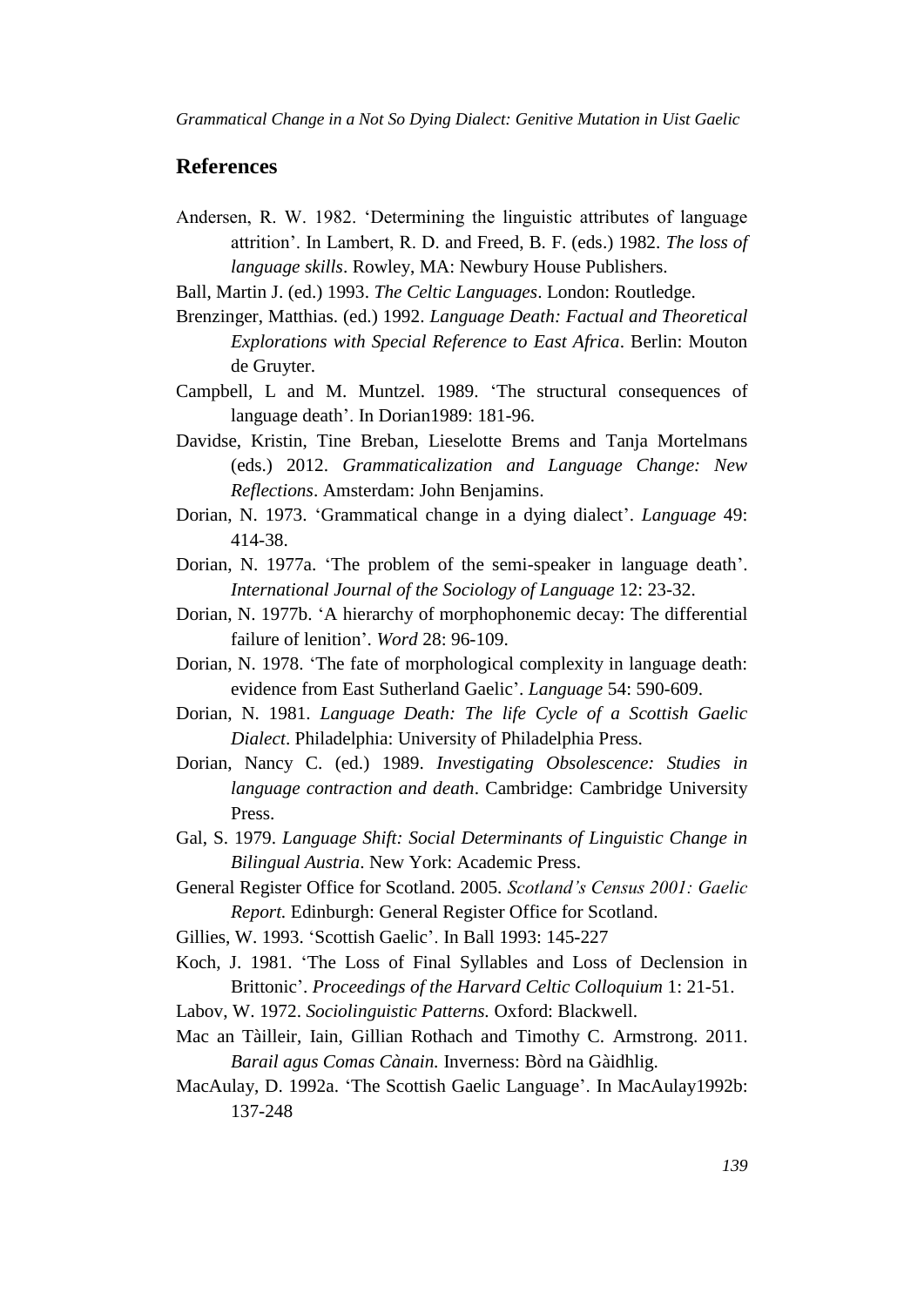## References

Andersen, R. W. 1982. 'Determining the linguistic attributes of language attrition'. In Lambert, R. D. and Freed, B. F. (eds.) 1982. *The loss of language skills*. Rowley, MA: Newbury House Publishers.

Ball, Martin J. (ed.) 1993. *The Celtic Languages*. London: Routledge.

Brenzinger, Matthias. (ed.) 1992. *Language Death: Factual and Theoretical Explorations with Special Reference to East Africa*. Berlin: Mouton de Gruyter.

Campbell, L and M. Muntzel. 1989. 'The structural consequences of language death'. In Dorian1989: 181-96.

Davidse, Kristin, Tine Breban, Lieselotte Brems and Tanja Mortelmans (eds.) 2012. *Grammaticalization and Language Change: New Reflections*. Amsterdam: John Benjamins.

Dorian, N. 1973. 'Grammatical change in a dying dialect'. *Language* 49: 414-38.

Dorian, N. 1977a. 'The problem of the semi-speaker in language death'. *International Journal of the Sociology of Language* 12: 23-32.

Dorian, N. 1977b. 'A hierarchy of morphophonemic decay: The differential failure of lenition'. *Word* 28: 96-109.

Dorian, N. 1978. 'The fate of morphological complexity in language death: evidence from East Sutherland Gaelic'. *Language* 54: 590-609.

Dorian, N. 1981. *Language Death: The life Cycle of a Scottish Gaelic Dialect*. Philadelphia: University of Philadelphia Press.

Dorian, Nancy C. (ed.) 1989. *Investigating Obsolescence: Studies in language contraction and death*. Cambridge: Cambridge University Press.

Gal, S. 1979. *Language Shift: Social Determinants of Linguistic Change in Bilingual Austria*. New York: Academic Press.

General Register Office for Scotland. 2005. *Scotland's Census 2001: Gaelic Report.* Edinburgh: General Register Office for Scotland.

Gillies, W. 1993. 'Scottish Gaelic'. In Ball 1993: 145-227

Koch, J. 1981. 'The Loss of Final Syllables and Loss of Declension in Brittonic'. *Proceedings of the Harvard Celtic Colloquium* 1: 21-51.

Labov, W. 1972. *Sociolinguistic Patterns.* Oxford: Blackwell.

Mac an Tàilleir, Iain, Gillian Rothach and Timothy C. Armstrong. 2011. *Barail agus Comas Cànain.* Inverness: Bòrd na Gàidhlig.

MacAulay, D. 1992a. 'The Scottish Gaelic Language'. In MacAulay1992b: 137-248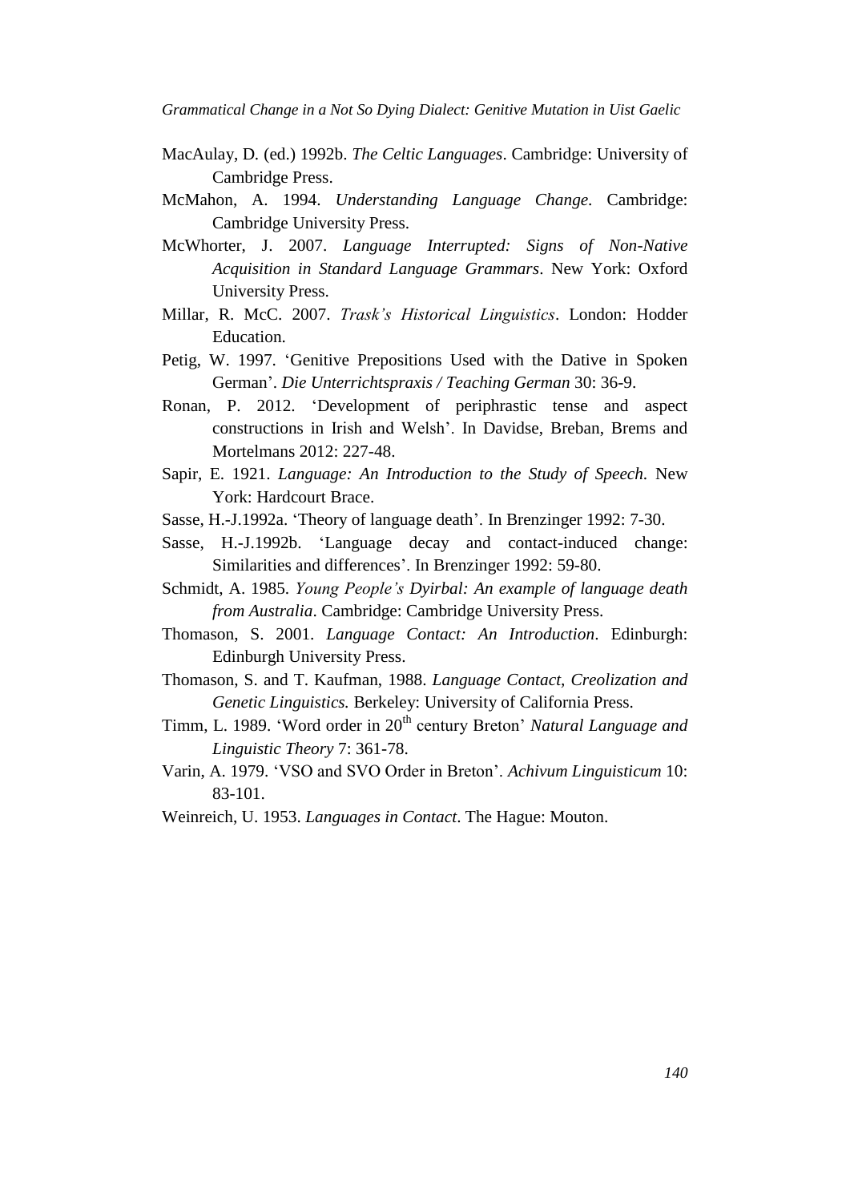MacAulay, D. (ed.) 1992b. *The Celtic Languages*. Cambridge: University of Cambridge Press.

McMahon, A. 1994. *Understanding Language Change*. Cambridge: Cambridge University Press.

McWhorter, J. 2007. *Language Interrupted: Signs of Non-Native Acquisition in Standard Language Grammars*. New York: Oxford University Press.

Millar, R. McC. 2007. *Trask's Historical Linguistics*. London: Hodder Education.

Petig, W. 1997. 'Genitive Prepositions Used with the Dative in Spoken German'. *Die Unterrichtspraxis / Teaching German* 30: 36-9.

Ronan, P. 2012. 'Development of periphrastic tense and aspect constructions in Irish and Welsh'. In Davidse, Breban, Brems and Mortelmans 2012: 227-48.

Sapir, E. 1921. *Language: An Introduction to the Study of Speech*. New York: Hardcourt Brace.

Sasse, H.-J.1992a. 'Theory of language death'. In Brenzinger 1992: 7-30.

Sasse, H.-J.1992b. 'Language decay and contact-induced change: Similarities and differences'. In Brenzinger 1992: 59-80.

Schmidt, A. 1985. *Young People's Dyirbal: An example of language death from Australia*. Cambridge: Cambridge University Press.

Thomason, S. 2001. *Language Contact: An Introduction*. Edinburgh: Edinburgh University Press.

Thomason, S. and T. Kaufman, 1988. *Language Contact, Creolization and Genetic Linguistics.* Berkeley: University of California Press.

Timm, L. 1989. 'Word order in 20th century Breton' *Natural Language and Linguistic Theory* 7: 361-78.

Varin, A. 1979. 'VSO and SVO Order in Breton'. *Achivum Linguisticum* 10: 83-101.

Weinreich, U. 1953. *Languages in Contact*. The Hague: Mouton.